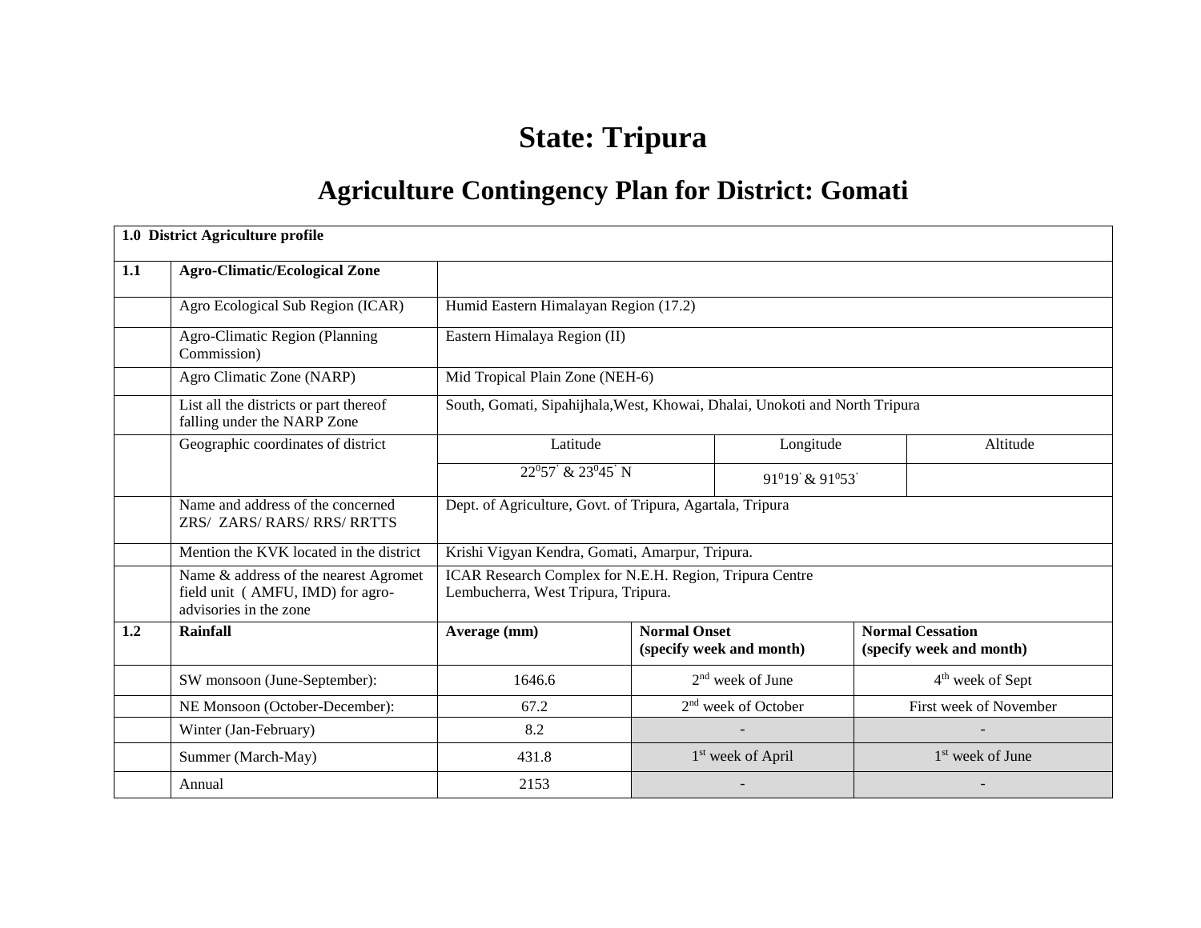# State: Tripura

## Agriculture Contingency Plan for District: Gomati

| 1.0 District Agriculture profile | | | | | |
|---|---|---|---|---|---|
| **1.1** | **Agro-Climatic/Ecological Zone** | | | | |
| | Agro Ecological Sub Region (ICAR) | Humid Eastern Himalayan Region (17.2) | | | |
| | Agro-Climatic Region (Planning Commission) | Eastern Himalaya Region (II) | | | |
| | Agro Climatic Zone (NARP) | Mid Tropical Plain Zone (NEH-6) | | | |
| | List all the districts or part thereof falling under the NARP Zone | South, Gomati, Sipahijhala,West, Khowai, Dhalai, Unokoti and North Tripura | | | |
| | Geographic coordinates of district | Latitude | | Longitude | Altitude |
| | | $22^0 57^'$ & $23^0 45^'$ N | | $91^0 19^'$ & $91^0 53^'$ | |
| | Name and address of the concerned ZRS/ ZARS/ RARS/ RRS/ RRTTS | Dept. of Agriculture, Govt. of Tripura, Agartala, Tripura | | | |
| | Mention the KVK located in the district | Krishi Vigyan Kendra, Gomati, Amarpur, Tripura. | | | |
| | Name & address of the nearest Agromet field unit ( AMFU, IMD) for agro-advisories in the zone | ICAR Research Complex for N.E.H. Region, Tripura Centre Lembucherra, West Tripura, Tripura. | | | |
| **1.2** | **Rainfall** | **Average (mm)** | **Normal Onset (specify week and month)** | | **Normal Cessation (specify week and month)** |
| | SW monsoon (June-September): | 1646.6 | 2nd week of June | | 4th week of Sept |
| | NE Monsoon (October-December): | 67.2 | 2nd week of October | | First week of November |
| | Winter (Jan-February) | 8.2 | - | | - |
| | Summer (March-May) | 431.8 | 1st week of April | | 1st week of June |
| | Annual | 2153 | - | | - |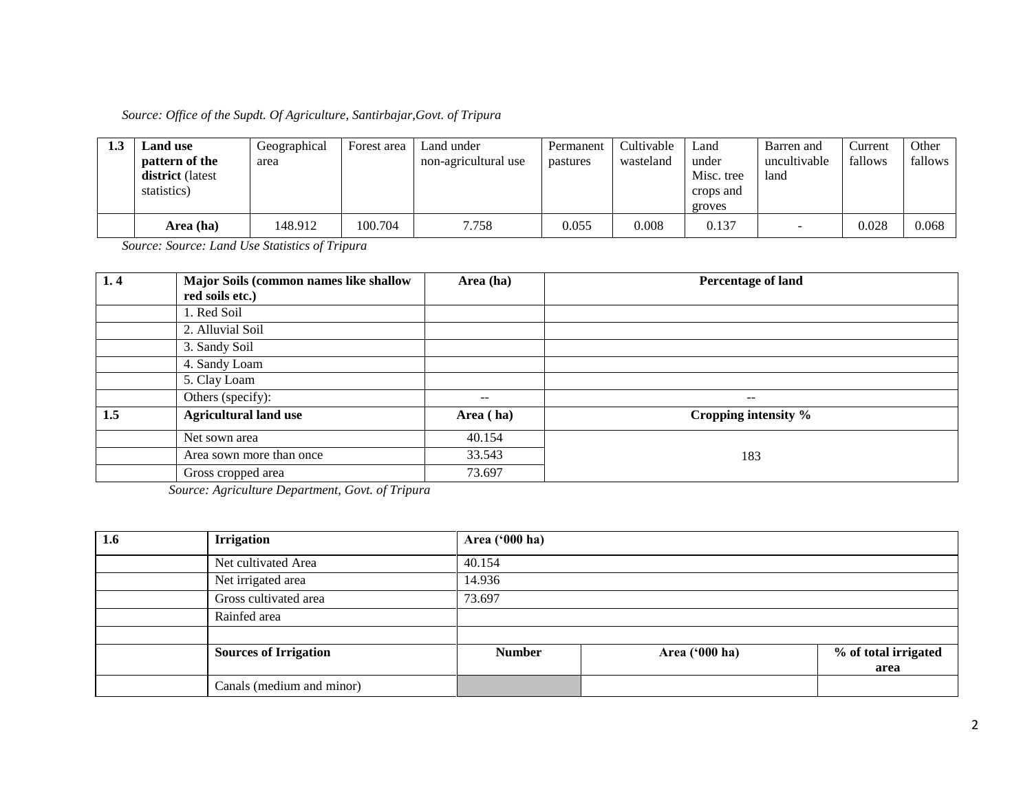*Source: Office of the Supdt. Of Agriculture, Santirbajar,Govt. of Tripura*

| 1.3 | **Land use pattern of the district** (latest statistics) | Geographical area | Forest area | Land under non-agricultural use | Permanent pastures | Cultivable wasteland | Land under Misc. tree crops and groves | Barren and uncultivable land | Current fallows | Other fallows |
|---|---|---|---|---|---|---|---|---|---|---|
| | **Area (ha)** | 148.912 | 100.704 | 7.758 | 0.055 | 0.008 | 0.137 | - | 0.028 | 0.068 |

*Source: Source: Land Use Statistics of Tripura*

| **1. 4** | **Major Soils (common names like shallow red soils etc.)** | **Area (ha)** | **Percentage of land** |
|---|---|---|---|
| | 1. Red Soil | | |
| | 2. Alluvial Soil | | |
| | 3. Sandy Soil | | |
| | 4. Sandy Loam | | |
| | 5. Clay Loam | | |
| | Others (specify): | -- | -- |
| **1.5** | **Agricultural land use** | **Area ( ha)** | **Cropping intensity %** |
| | Net sown area | 40.154 | 183 |
| | Area sown more than once | 33.543 | |
| | Gross cropped area | 73.697 | |

*Source: Agriculture Department, Govt. of Tripura*

| **1.6** | **Irrigation** | **Area ('000 ha)** | | |
|---|---|---|---|---|
| | Net cultivated Area | 40.154 | | |
| | Net irrigated area | 14.936 | | |
| | Gross cultivated area | 73.697 | | |
| | Rainfed area | | | |
| | | | | |
| | **Sources of Irrigation** | **Number** | **Area ('000 ha)** | **% of total irrigated area** |
| | Canals (medium and minor) | | | |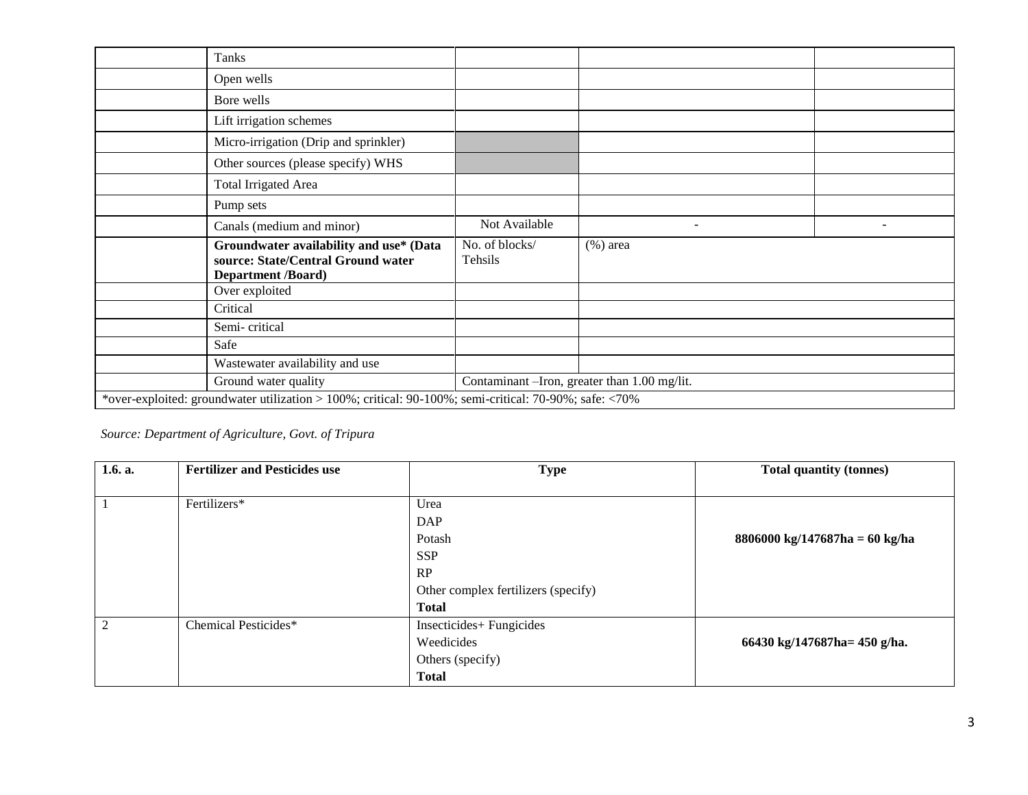| | | | | |
|---|---|---|---|---|
| | Tanks | | | |
| | Open wells | | | |
| | Bore wells | | | |
| | Lift irrigation schemes | | | |
| | Micro-irrigation (Drip and sprinkler) | | | |
| | Other sources (please specify) WHS | | | |
| | Total Irrigated Area | | | |
| | Pump sets | | | |
| | Canals (medium and minor) | Not Available | - | - |
| | **Groundwater availability and use* (Data source: State/Central Ground water Department /Board)** | No. of blocks/ Tehsils | (%) area | |
| | Over exploited | | | |
| | Critical | | | |
| | Semi- critical | | | |
| | Safe | | | |
| | Wastewater availability and use | | | |
| | Ground water quality | Contaminant –Iron, greater than 1.00 mg/lit. | | |
| *over-exploited: groundwater utilization > 100%; critical: 90-100%; semi-critical: 70-90%; safe: <70% | | | | |

*Source: Department of Agriculture, Govt. of Tripura*

| 1.6. a. | Fertilizer and Pesticides use | Type | Total quantity (tonnes) |
|---|---|---|---|
| 1 | Fertilizers* | Urea<br>DAP<br>Potash<br>SSP<br>RP<br>Other complex fertilizers (specify)<br>**Total** | **8806000 kg/147687ha = 60 kg/ha** |
| 2 | Chemical Pesticides* | Insecticides+ Fungicides<br>Weedicides<br>Others (specify)<br>**Total** | **66430 kg/147687ha= 450 g/ha.** |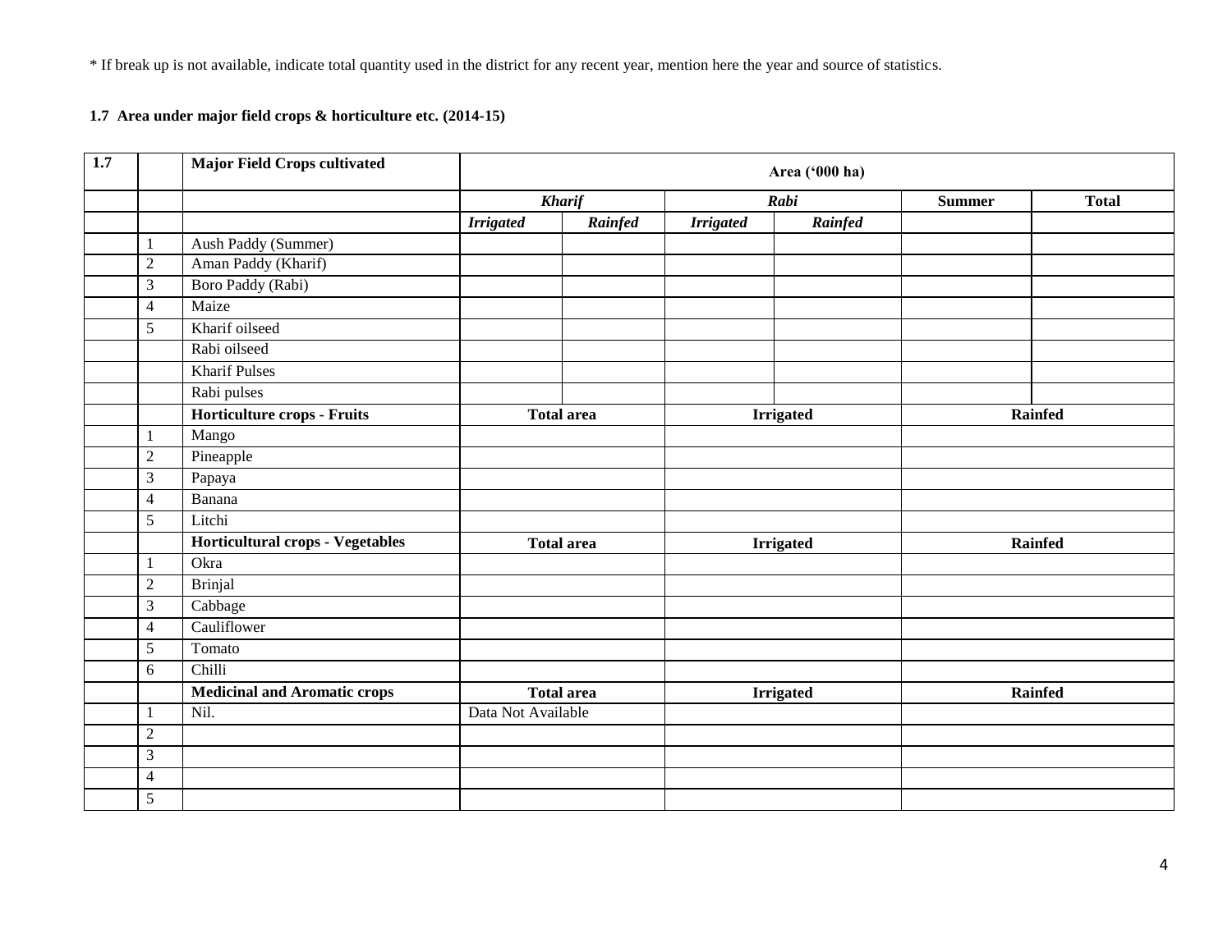* If break up is not available, indicate total quantity used in the district for any recent year, mention here the year and source of statistics.

**1.7 Area under major field crops & horticulture etc. (2014-15)**

| 1.7 | | **Major Field Crops cultivated** | **Area ('000 ha)** | | | | | |
|---|---|---|---|---|---|---|---|---|
| | | | ***Kharif*** | | ***Rabi*** | | **Summer** | **Total** |
| | | | ***Irrigated*** | ***Rainfed*** | ***Irrigated*** | ***Rainfed*** | | |
| | 1 | Aush Paddy (Summer) | | | | | | |
| | 2 | Aman Paddy (Kharif) | | | | | | |
| | 3 | Boro Paddy (Rabi) | | | | | | |
| | 4 | Maize | | | | | | |
| | 5 | Kharif oilseed | | | | | | |
| | | Rabi oilseed | | | | | | |
| | | Kharif Pulses | | | | | | |
| | | Rabi pulses | | | | | | |
| | | **Horticulture crops - Fruits** | **Total area** | | **Irrigated** | | **Rainfed** | |
| | 1 | Mango | | | | | | |
| | 2 | Pineapple | | | | | | |
| | 3 | Papaya | | | | | | |
| | 4 | Banana | | | | | | |
| | 5 | Litchi | | | | | | |
| | | **Horticultural crops - Vegetables** | **Total area** | | **Irrigated** | | **Rainfed** | |
| | 1 | Okra | | | | | | |
| | 2 | Brinjal | | | | | | |
| | 3 | Cabbage | | | | | | |
| | 4 | Cauliflower | | | | | | |
| | 5 | Tomato | | | | | | |
| | 6 | Chilli | | | | | | |
| | | **Medicinal and Aromatic crops** | **Total area** | | **Irrigated** | | **Rainfed** | |
| | 1 | Nil. | Data Not Available | | | | | |
| | 2 | | | | | | | |
| | 3 | | | | | | | |
| | 4 | | | | | | | |
| | 5 | | | | | | | |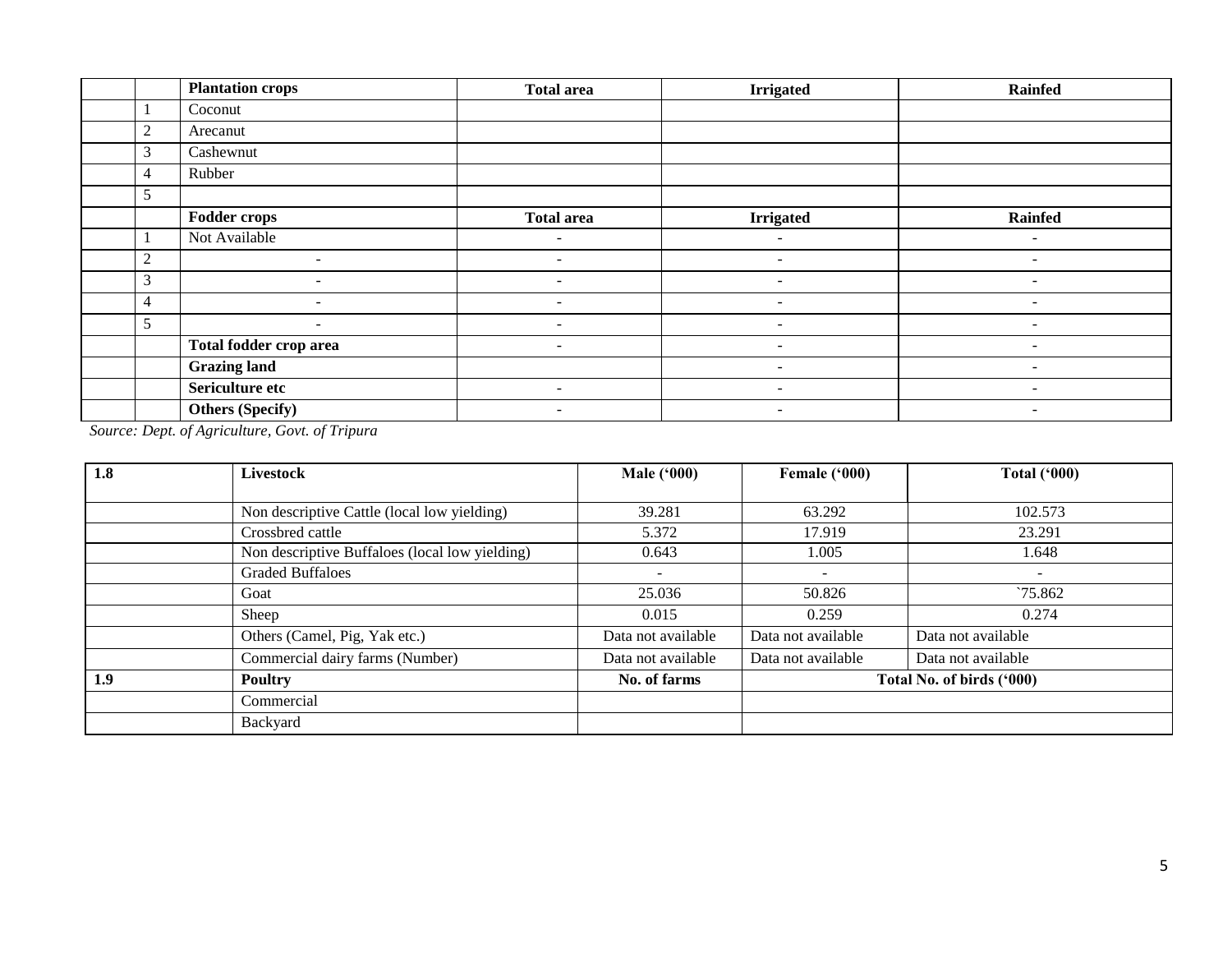| | | Plantation crops | Total area | Irrigated | Rainfed |
|---|---|---|---|---|---|
| | 1 | Coconut | | | |
| | 2 | Arecanut | | | |
| | 3 | Cashewnut | | | |
| | 4 | Rubber | | | |
| | 5 | | | | |
| | | **Fodder crops** | **Total area** | **Irrigated** | **Rainfed** |
| | 1 | Not Available | - | - | - |
| | 2 | - | - | - | - |
| | 3 | - | - | - | - |
| | 4 | - | - | - | - |
| | 5 | - | - | - | - |
| | | **Total fodder crop area** | - | - | - |
| | | **Grazing land** | | - | - |
| | | **Sericulture etc** | - | - | - |
| | | **Others (Specify)** | - | - | - |

*Source: Dept. of Agriculture, Govt. of Tripura*

| 1.8 | Livestock | Male ('000) | Female ('000) | Total ('000) |
|---|---|---|---|---|
| | Non descriptive Cattle (local low yielding) | 39.281 | 63.292 | 102.573 |
| | Crossbred cattle | 5.372 | 17.919 | 23.291 |
| | Non descriptive Buffaloes (local low yielding) | 0.643 | 1.005 | 1.648 |
| | Graded Buffaloes | - | - | - |
| | Goat | 25.036 | 50.826 | `75.862 |
| | Sheep | 0.015 | 0.259 | 0.274 |
| | Others (Camel, Pig, Yak etc.) | Data not available | Data not available | Data not available |
| | Commercial dairy farms (Number) | Data not available | Data not available | Data not available |
| **1.9** | **Poultry** | **No. of farms** | **Total No. of birds ('000)** | |
| | Commercial | | | |
| | Backyard | | | |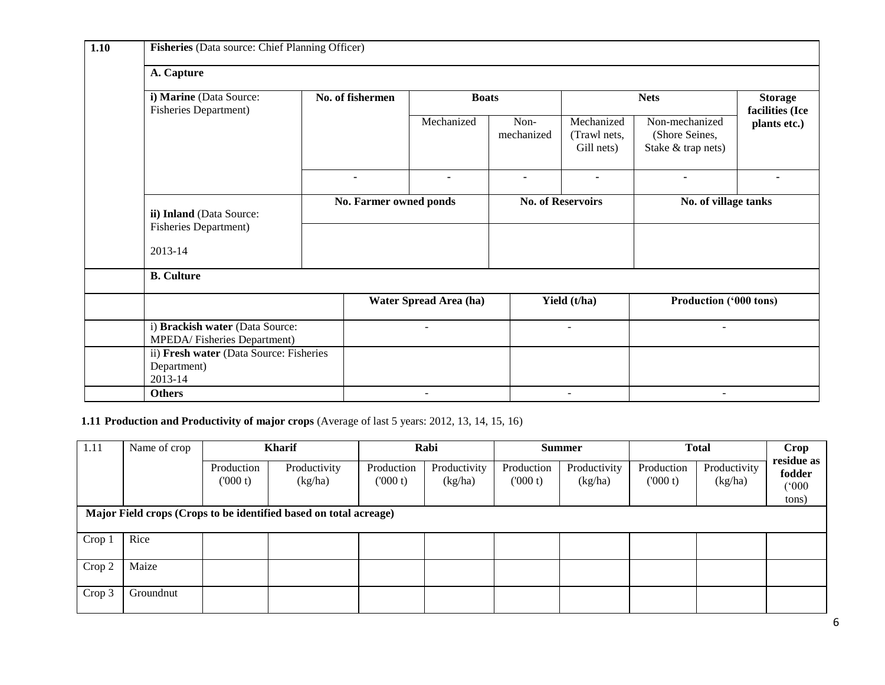| 1.10 | Fisheries (Data source: Chief Planning Officer) | | | | | | |
|---|---|---|---|---|---|---|---|
| | **A. Capture** | | | | | | |
| | **i) Marine** (Data Source: Fisheries Department) | **No. of fishermen** | **Boats** | | **Nets** | | **Storage facilities (Ice plants etc.)** |
| | | | Mechanized | Non-mechanized | Mechanized (Trawl nets, Gill nets) | Non-mechanized (Shore Seines, Stake & trap nets) | |
| | | - | - | - | - | - | - |
| | **ii) Inland** (Data Source: Fisheries Department) 2013-14 | **No. Farmer owned ponds** | | **No. of Reservoirs** | | **No. of village tanks** | |
| | | | | | | | |
| | **B. Culture** | | | | | | |
| | | **Water Spread Area (ha)** | | **Yield (t/ha)** | | **Production ('000 tons)** | |
| | i) **Brackish water** (Data Source: MPEDA/ Fisheries Department) | - | | - | | - | |
| | ii) **Fresh water** (Data Source: Fisheries Department) 2013-14 | | | | | | |
| | **Others** | - | | - | | - | |

**1.11 Production and Productivity of major crops** (Average of last 5 years: 2012, 13, 14, 15, 16)

| 1.11 | Name of crop | **Kharif** | | **Rabi** | | **Summer** | | **Total** | | **Crop residue as fodder ('000 tons)** |
|---|---|---|---|---|---|---|---|---|---|---|
| | | Production ('000 t) | Productivity (kg/ha) | Production ('000 t) | Productivity (kg/ha) | Production ('000 t) | Productivity (kg/ha) | Production ('000 t) | Productivity (kg/ha) | |
| **Major Field crops (Crops to be identified based on total acreage)** | | | | | | | | | | |
| Crop 1 | Rice | | | | | | | | | |
| Crop 2 | Maize | | | | | | | | | |
| Crop 3 | Groundnut | | | | | | | | | |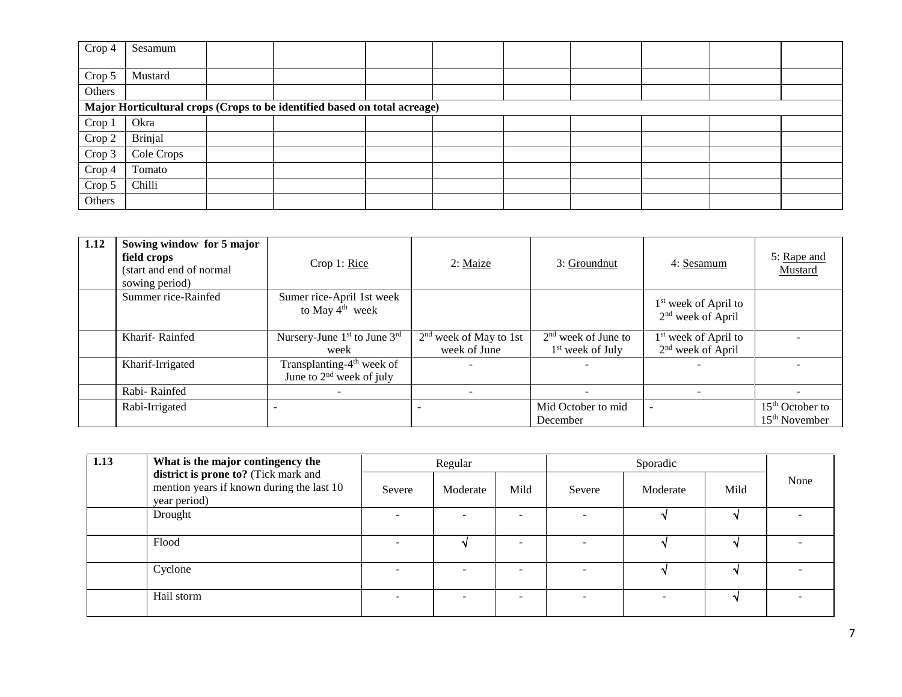| | | | | | | | | | | |
|---|---|---|---|---|---|---|---|---|---|---|
| Crop 4 | Sesamum | | | | | | | | | |
| Crop 5 | Mustard | | | | | | | | | |
| Others | | | | | | | | | | |
| **Major Horticultural crops (Crops to be identified based on total acreage)** | | | | | | | | | | |
| Crop 1 | Okra | | | | | | | | | |
| Crop 2 | Brinjal | | | | | | | | | |
| Crop 3 | Cole Crops | | | | | | | | | |
| Crop 4 | Tomato | | | | | | | | | |
| Crop 5 | Chilli | | | | | | | | | |
| Others | | | | | | | | | | |

| 1.12 | **Sowing window for 5 major field crops** (start and end of normal sowing period) | Crop 1: Rice | 2: Maize | 3: Groundnut | 4: Sesamum | 5: Rape and Mustard |
|---|---|---|---|---|---|---|
| | Summer rice-Rainfed | Sumer rice-April 1st week to May 4th week | | | 1st week of April to 2nd week of April | |
| | Kharif- Rainfed | Nursery-June 1st to June 3rd week | 2nd week of May to 1st week of June | 2nd week of June to 1st week of July | 1st week of April to 2nd week of April | - |
| | Kharif-Irrigated | Transplanting-4th week of June to 2nd week of july | - | - | - | - |
| | Rabi- Rainfed | - | - | - | - | - |
| | Rabi-Irrigated | - | - | Mid October to mid December | - | 15th October to 15th November |

| 1.13 | **What is the major contingency the district is prone to?** (Tick mark and mention years if known during the last 10 year period) | Regular | | | Sporadic | | | None |
|---|---|---|---|---|---|---|---|---|
| | | Severe | Moderate | Mild | Severe | Moderate | Mild | |
| | Drought | - | - | - | - | √ | √ | - |
| | Flood | - | √ | - | - | √ | √ | - |
| | Cyclone | - | - | - | - | √ | √ | - |
| | Hail storm | - | - | - | - | - | √ | - |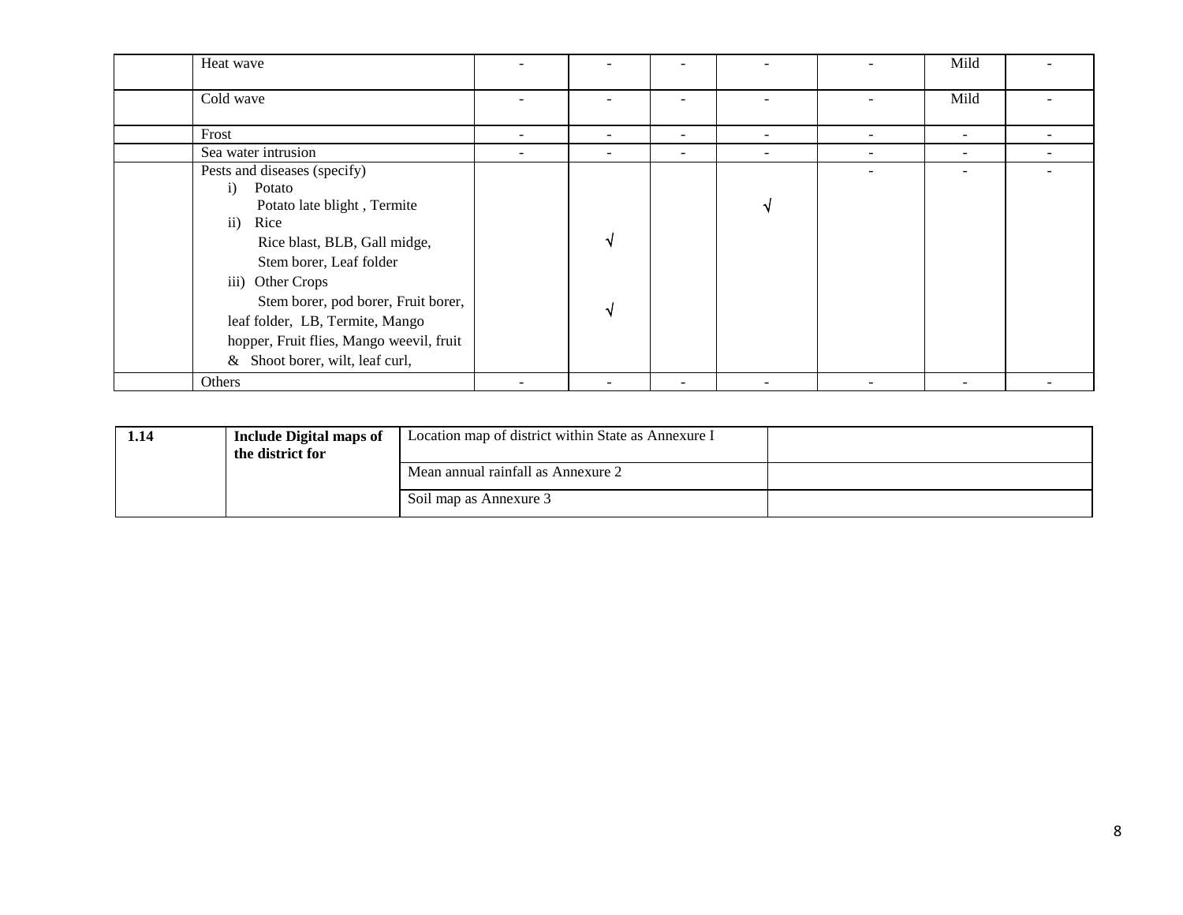| | | | | | | | | |
|---|---|---|---|---|---|---|---|---|
| | Heat wave | - | - | - | - | - | Mild | - |
| | Cold wave | - | - | - | - | - | Mild | - |
| | Frost | - | - | - | - | - | - | - |
| | Sea water intrusion | - | - | - | - | - | - | - |
| | Pests and diseases (specify) | | | | | - | - | - |
| | i) Potato<br>Potato late blight , Termite | | | | √ | | | |
| | ii) Rice<br>Rice blast, BLB, Gall midge,<br>Stem borer, Leaf folder | | √ | | | | | |
| | iii) Other Crops<br>Stem borer, pod borer, Fruit borer, leaf folder, LB, Termite, Mango hopper, Fruit flies, Mango weevil, fruit & Shoot borer, wilt, leaf curl, | | √ | | | | | |
| | Others | - | - | - | - | - | - | - |

| 1.14 | Include Digital maps of the district for | Location map of district within State as Annexure I | |
|---|---|---|---|
| | | Mean annual rainfall as Annexure 2 | |
| | | Soil map as Annexure 3 | |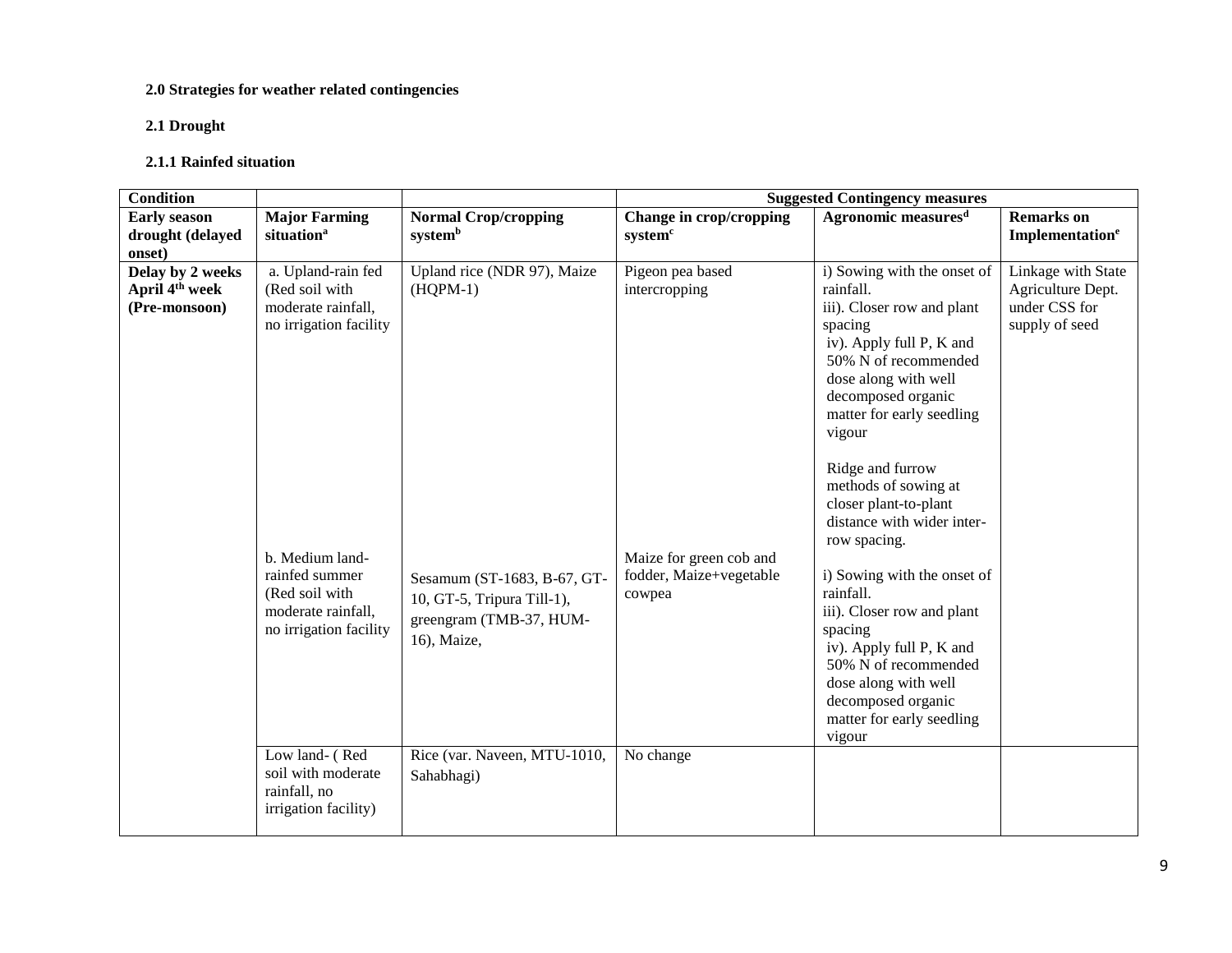**2.0 Strategies for weather related contingencies**

**2.1 Drought**

**2.1.1 Rainfed situation**

| Condition | | | Suggested Contingency measures | | |
|---|---|---|---|---|---|
| **Early season drought (delayed onset)** | **Major Farming situation[a]** | **Normal Crop/cropping system[b]** | **Change in crop/cropping system[c]** | **Agronomic measures[d]** | **Remarks on Implementation[e]** |
| **Delay by 2 weeks April 4th week (Pre-monsoon)** | a. Upland-rain fed (Red soil with moderate rainfall, no irrigation facility | Upland rice (NDR 97), Maize (HQPM-1) | Pigeon pea based intercropping | i) Sowing with the onset of rainfall.<br>iii). Closer row and plant spacing<br>iv). Apply full P, K and 50% N of recommended dose along with well decomposed organic matter for early seedling vigour<br><br>Ridge and furrow methods of sowing at closer plant-to-plant distance with wider inter-row spacing. | Linkage with State Agriculture Dept. under CSS for supply of seed |
| | b. Medium land-rainfed summer (Red soil with moderate rainfall, no irrigation facility | Sesamum (ST-1683, B-67, GT-10, GT-5, Tripura Till-1), greengram (TMB-37, HUM-16), Maize, | Maize for green cob and fodder, Maize+vegetable cowpea | i) Sowing with the onset of rainfall.<br>iii). Closer row and plant spacing<br>iv). Apply full P, K and 50% N of recommended dose along with well decomposed organic matter for early seedling vigour | |
| | Low land- ( Red soil with moderate rainfall, no irrigation facility) | Rice (var. Naveen, MTU-1010, Sahabhagi) | No change | | |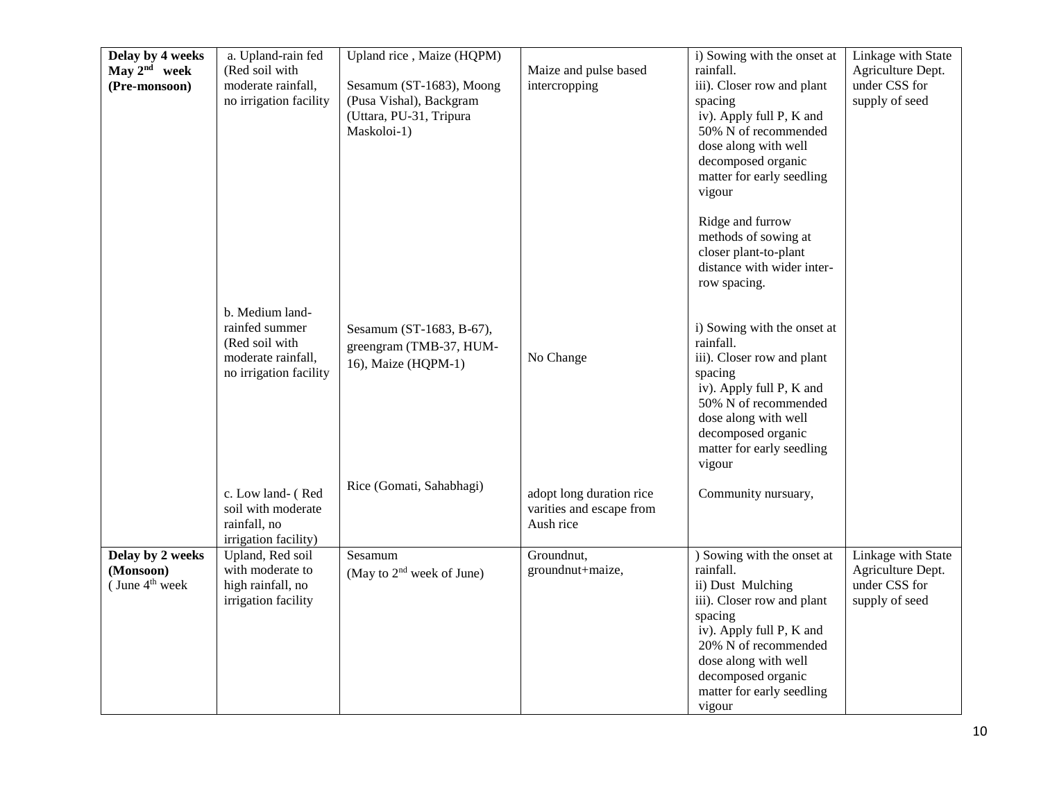| **Delay by 4 weeks May 2nd week (Pre-monsoon)** | a. Upland-rain fed (Red soil with moderate rainfall, no irrigation facility | Upland rice , Maize (HQPM)<br><br>Sesamum (ST-1683), Moong (Pusa Vishal), Backgram (Uttara, PU-31, Tripura Maskoloi-1) | Maize and pulse based intercropping | i) Sowing with the onset at rainfall.<br>iii). Closer row and plant spacing<br>iv). Apply full P, K and 50% N of recommended dose along with well decomposed organic matter for early seedling vigour<br><br>Ridge and furrow methods of sowing at closer plant-to-plant distance with wider inter-row spacing. | Linkage with State Agriculture Dept. under CSS for supply of seed |
|---|---|---|---|---|---|
| | b. Medium land-rainfed summer (Red soil with moderate rainfall, no irrigation facility | Sesamum (ST-1683, B-67), greengram (TMB-37, HUM-16), Maize (HQPM-1) | No Change | i) Sowing with the onset at rainfall.<br>iii). Closer row and plant spacing<br>iv). Apply full P, K and 50% N of recommended dose along with well decomposed organic matter for early seedling vigour | |
| | c. Low land- ( Red soil with moderate rainfall, no irrigation facility) | Rice (Gomati, Sahabhagi) | adopt long duration rice varities and escape from Aush rice | Community nursuary, | |
| **Delay by 2 weeks (Monsoon)** ( June 4th week | Upland, Red soil with moderate to high rainfall, no irrigation facility | Sesamum<br>(May to 2nd week of June) | Groundnut, groundnut+maize, | ) Sowing with the onset at rainfall.<br>ii) Dust Mulching<br>iii). Closer row and plant spacing<br>iv). Apply full P, K and 20% N of recommended dose along with well decomposed organic matter for early seedling vigour | Linkage with State Agriculture Dept. under CSS for supply of seed |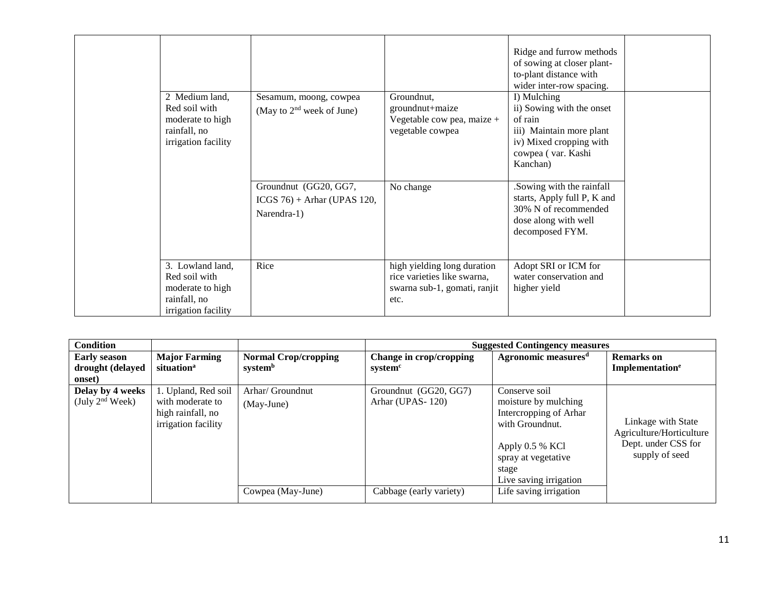| | | | | | |
|---|---|---|---|---|---|
| | | | | Ridge and furrow methods of sowing at closer plant-to-plant distance with wider inter-row spacing. | |
| | 2 Medium land, Red soil with moderate to high rainfall, no irrigation facility | Sesamum, moong, cowpea (May to 2nd week of June) | Groundnut, groundnut+maize Vegetable cow pea, maize + vegetable cowpea | I) Mulching ii) Sowing with the onset of rain iii) Maintain more plant iv) Mixed cropping with cowpea ( var. Kashi Kanchan) | |
| | | Groundnut (GG20, GG7, ICGS 76) + Arhar (UPAS 120, Narendra-1) | No change | .Sowing with the rainfall starts, Apply full P, K and 30% N of recommended dose along with well decomposed FYM. | |
| | 3. Lowland land, Red soil with moderate to high rainfall, no irrigation facility | Rice | high yielding long duration rice varieties like swarna, swarna sub-1, gomati, ranjit etc. | Adopt SRI or ICM for water conservation and higher yield | |

| **Condition** | | | **Suggested Contingency measures** | | |
|---|---|---|---|---|---|
| **Early season drought (delayed onset)** | **Major Farming situation[a]** | **Normal Crop/cropping system[b]** | **Change in crop/cropping system[c]** | **Agronomic measures[d]** | **Remarks on Implementation[e]** |
| **Delay by 4 weeks** (July 2nd Week) | 1. Upland, Red soil with moderate to high rainfall, no irrigation facility | Arhar/ Groundnut (May-June) | Groundnut (GG20, GG7) Arhar (UPAS- 120) | Conserve soil moisture by mulching Intercropping of Arhar with Groundnut. Apply 0.5 % KCl spray at vegetative stage Live saving irrigation | Linkage with State Agriculture/Horticulture Dept. under CSS for supply of seed |
| | | Cowpea (May-June) | Cabbage (early variety) | Life saving irrigation | |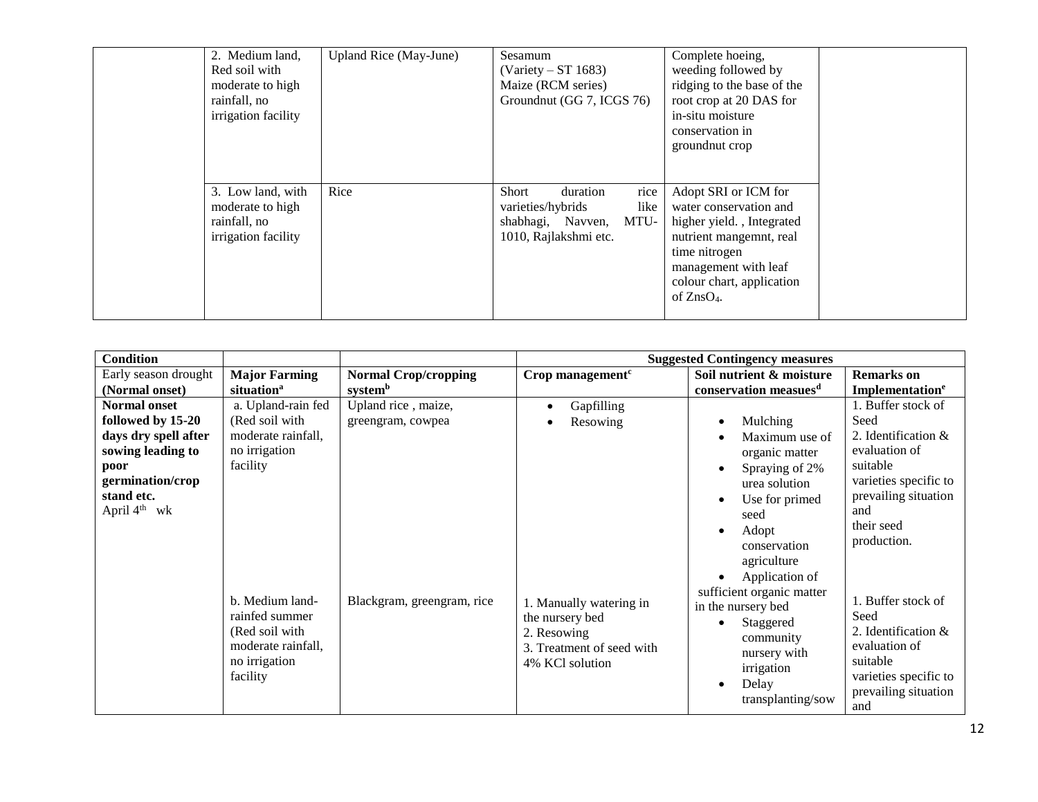| | | | | | |
|---|---|---|---|---|---|
| | 2. Medium land, Red soil with moderate to high rainfall, no irrigation facility | Upland Rice (May-June) | Sesamum (Variety – ST 1683) Maize (RCM series) Groundnut (GG 7, ICGS 76) | Complete hoeing, weeding followed by ridging to the base of the root crop at 20 DAS for in-situ moisture conservation in groundnut crop | |
| | 3. Low land, with moderate to high rainfall, no irrigation facility | Rice | Short duration rice varieties/hybrids like shabhagi, Navven, MTU-1010, Rajlakshmi etc. | Adopt SRI or ICM for water conservation and higher yield. , Integrated nutrient mangemnt, real time nitrogen management with leaf colour chart, application of $ZnsO_4$. | |

| Condition | | | Suggested Contingency measures | | |
|---|---|---|---|---|---|
| Early season drought **(Normal onset)** | **Major Farming situation[a]** | **Normal Crop/cropping system[b]** | **Crop management[c]** | **Soil nutrient & moisture conservation measues[d]** | **Remarks on Implementation[e]** |
| **Normal onset followed by 15-20 days dry spell after sowing leading to poor germination/crop stand etc.** April 4[th] wk | a. Upland-rain fed (Red soil with moderate rainfall, no irrigation facility | Upland rice , maize, greengram, cowpea | • Gapfilling<br>• Resowing | • Mulching<br>• Maximum use of organic matter<br>• Spraying of 2% urea solution<br>• Use for primed seed<br>• Adopt conservation agriculture<br>• Application of sufficient organic matter in the nursery bed | 1. Buffer stock of Seed<br>2. Identification & evaluation of suitable varieties specific to prevailing situation and their seed production. |
| | b. Medium land-rainfed summer (Red soil with moderate rainfall, no irrigation facility | Blackgram, greengram, rice | 1. Manually watering in the nursery bed<br>2. Resowing<br>3. Treatment of seed with 4% KCl solution | • Staggered community nursery with irrigation<br>• Delay transplanting/sow | 1. Buffer stock of Seed<br>2. Identification & evaluation of suitable varieties specific to prevailing situation and |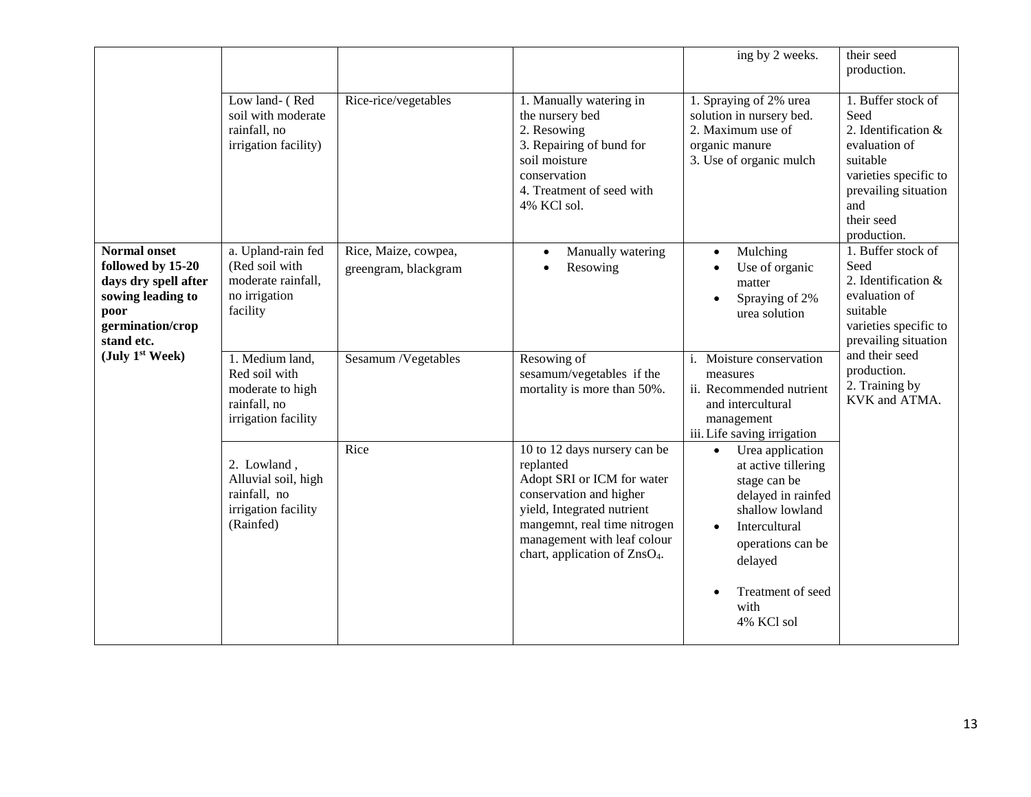| | | | | | |
|---|---|---|---|---|---|
| | | | | ing by 2 weeks. | their seed production. |
| | Low land- ( Red soil with moderate rainfall, no irrigation facility) | Rice-rice/vegetables | 1. Manually watering in the nursery bed<br>2. Resowing<br>3. Repairing of bund for soil moisture conservation<br>4. Treatment of seed with 4% KCl sol. | 1. Spraying of 2% urea solution in nursery bed.<br>2. Maximum use of organic manure<br>3. Use of organic mulch | 1. Buffer stock of Seed<br>2. Identification & evaluation of suitable varieties specific to prevailing situation and their seed production. |
| **Normal onset followed by 15-20 days dry spell after sowing leading to poor germination/crop stand etc. (July 1st Week)** | a. Upland-rain fed (Red soil with moderate rainfall, no irrigation facility | Rice, Maize, cowpea, greengram, blackgram | • Manually watering<br>• Resowing | • Mulching<br>• Use of organic matter<br>• Spraying of 2% urea solution | 1. Buffer stock of Seed<br>2. Identification & evaluation of suitable varieties specific to prevailing situation and their seed production.<br>2. Training by KVK and ATMA. |
| | 1. Medium land, Red soil with moderate to high rainfall, no irrigation facility | Sesamum /Vegetables | Resowing of sesamum/vegetables if the mortality is more than 50%. | i. Moisture conservation measures<br>ii. Recommended nutrient and intercultural management<br>iii. Life saving irrigation | |
| | 2. Lowland , Alluvial soil, high rainfall, no irrigation facility (Rainfed) | Rice | 10 to 12 days nursery can be replanted<br>Adopt SRI or ICM for water conservation and higher yield, Integrated nutrient mangemnt, real time nitrogen management with leaf colour chart, application of $ZnsO_4$. | • Urea application at active tillering stage can be delayed in rainfed shallow lowland<br>• Intercultural operations can be delayed<br>• Treatment of seed with 4% KCl sol | |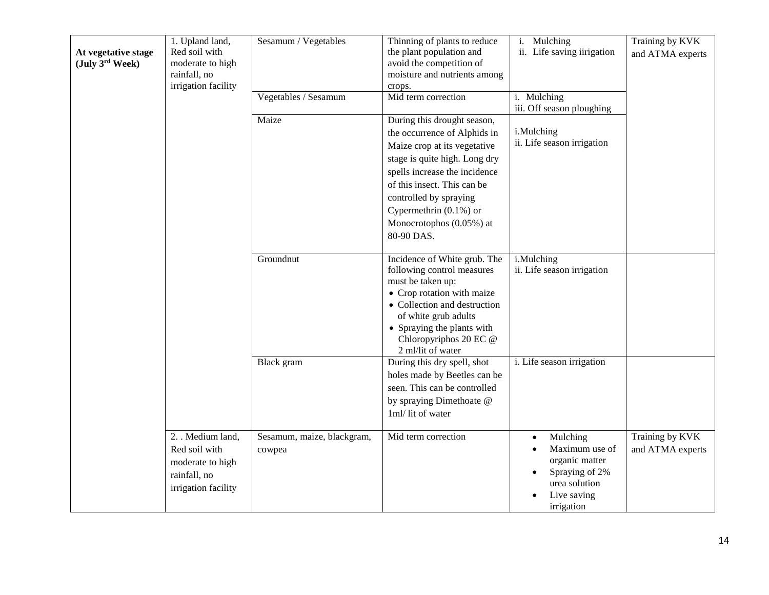| At vegetative stage (July 3rd Week) | 1. Upland land, Red soil with moderate to high rainfall, no irrigation facility | Sesamum / Vegetables | Thinning of plants to reduce the plant population and avoid the competition of moisture and nutrients among crops. | i. Mulching<br>ii. Life saving iirigation | Training by KVK and ATMA experts |
|---|---|---|---|---|---|
| | | Vegetables / Sesamum | Mid term correction | i. Mulching<br>iii. Off season ploughing | |
| | | Maize | During this drought season, the occurrence of Alphids in Maize crop at its vegetative stage is quite high. Long dry spells increase the incidence of this insect. This can be controlled by spraying Cypermethrin (0.1%) or Monocrotophos (0.05%) at 80-90 DAS. | i.Mulching<br>ii. Life season irrigation | |
| | | Groundnut | Incidence of White grub. The following control measures must be taken up:<br>• Crop rotation with maize<br>• Collection and destruction of white grub adults<br>• Spraying the plants with Chloropyriphos 20 EC @ 2 ml/lit of water | i.Mulching<br>ii. Life season irrigation | |
| | | Black gram | During this dry spell, shot holes made by Beetles can be seen. This can be controlled by spraying Dimethoate @ 1ml/ lit of water | i. Life season irrigation | |
| | 2. . Medium land, Red soil with moderate to high rainfall, no irrigation facility | Sesamum, maize, blackgram, cowpea | Mid term correction | • Mulching<br>• Maximum use of organic matter<br>• Spraying of 2% urea solution<br>• Live saving irrigation | Training by KVK and ATMA experts |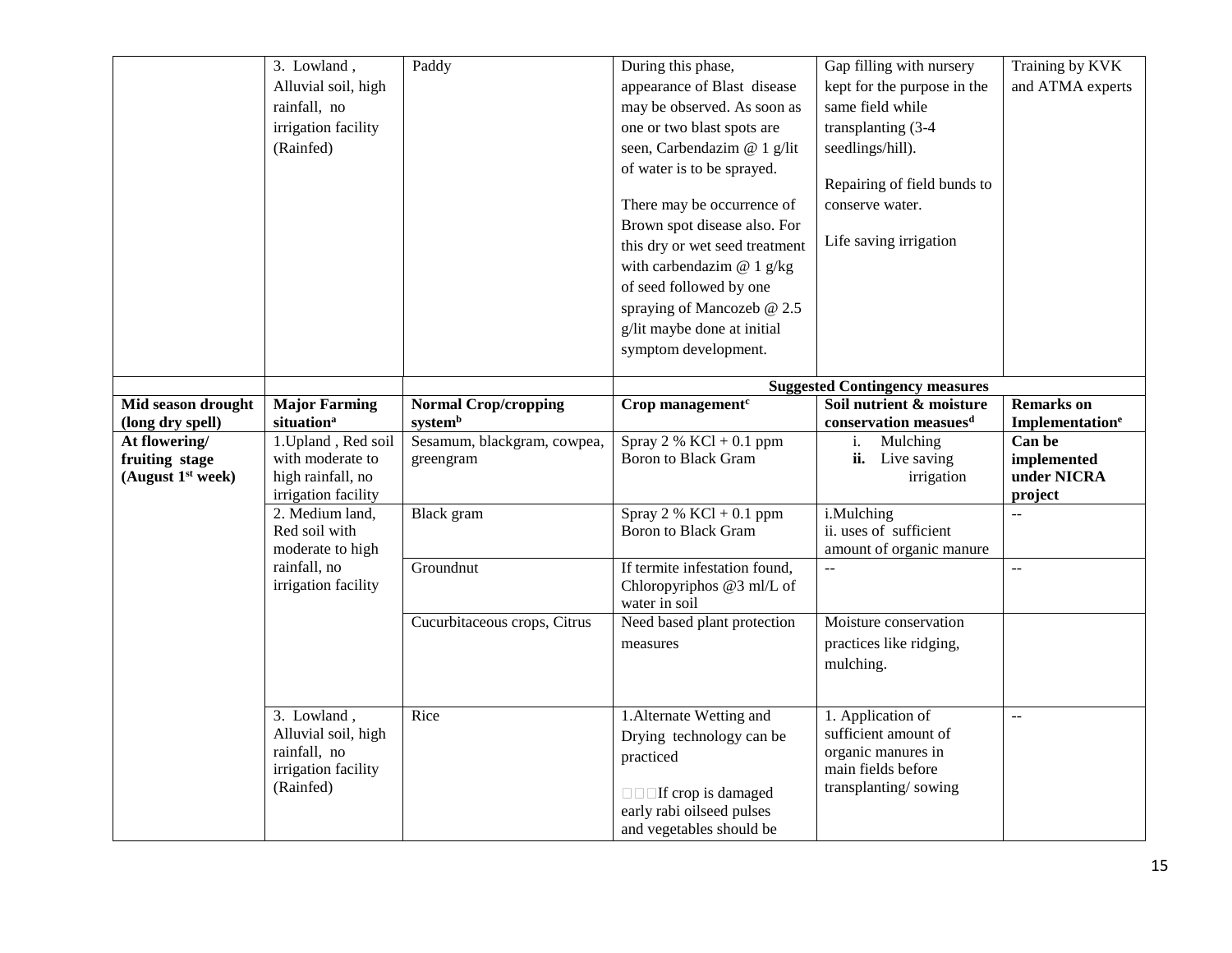|  | 3. Lowland , Alluvial soil, high rainfall, no irrigation facility (Rainfed) | Paddy | During this phase, appearance of Blast disease may be observed. As soon as one or two blast spots are seen, Carbendazim @ 1 g/lit of water is to be sprayed.<br><br>There may be occurrence of Brown spot disease also. For this dry or wet seed treatment with carbendazim @ 1 g/kg of seed followed by one spraying of Mancozeb @ 2.5 g/lit maybe done at initial symptom development. | Gap filling with nursery kept for the purpose in the same field while transplanting (3-4 seedlings/hill).<br><br>Repairing of field bunds to conserve water.<br><br>Life saving irrigation | Training by KVK and ATMA experts |
|---|---|---|---|---|---|
|  |  |  | **Suggested Contingency measures** |  |  |
| **Mid season drought (long dry spell)** | **Major Farming situation[a]** | **Normal Crop/cropping system[b]** | **Crop management[c]** | **Soil nutrient & moisture conservation measues[d]** | **Remarks on Implementation[e]** |
| **At flowering/ fruiting stage (August 1[st] week)** | 1.Upland , Red soil with moderate to high rainfall, no irrigation facility | Sesamum, blackgram, cowpea, greengram | Spray 2 % KCl + 0.1 ppm Boron to Black Gram | i. Mulching<br>**ii.** Live saving irrigation | **Can be implemented under NICRA project** |
|  | 2. Medium land, Red soil with moderate to high rainfall, no irrigation facility | Black gram | Spray 2 % KCl + 0.1 ppm Boron to Black Gram | i.Mulching<br>ii. uses of sufficient amount of organic manure | -- |
|  |  | Groundnut | If termite infestation found, Chloropyriphos @3 ml/L of water in soil | -- | -- |
|  |  | Cucurbitaceous crops, Citrus | Need based plant protection measures | Moisture conservation practices like ridging, mulching. |  |
|  | 3. Lowland , Alluvial soil, high rainfall, no irrigation facility (Rainfed) | Rice | 1.Alternate Wetting and Drying technology can be practiced<br><br>If crop is damaged early rabi oilseed pulses and vegetables should be | 1. Application of sufficient amount of organic manures in main fields before transplanting/ sowing | -- |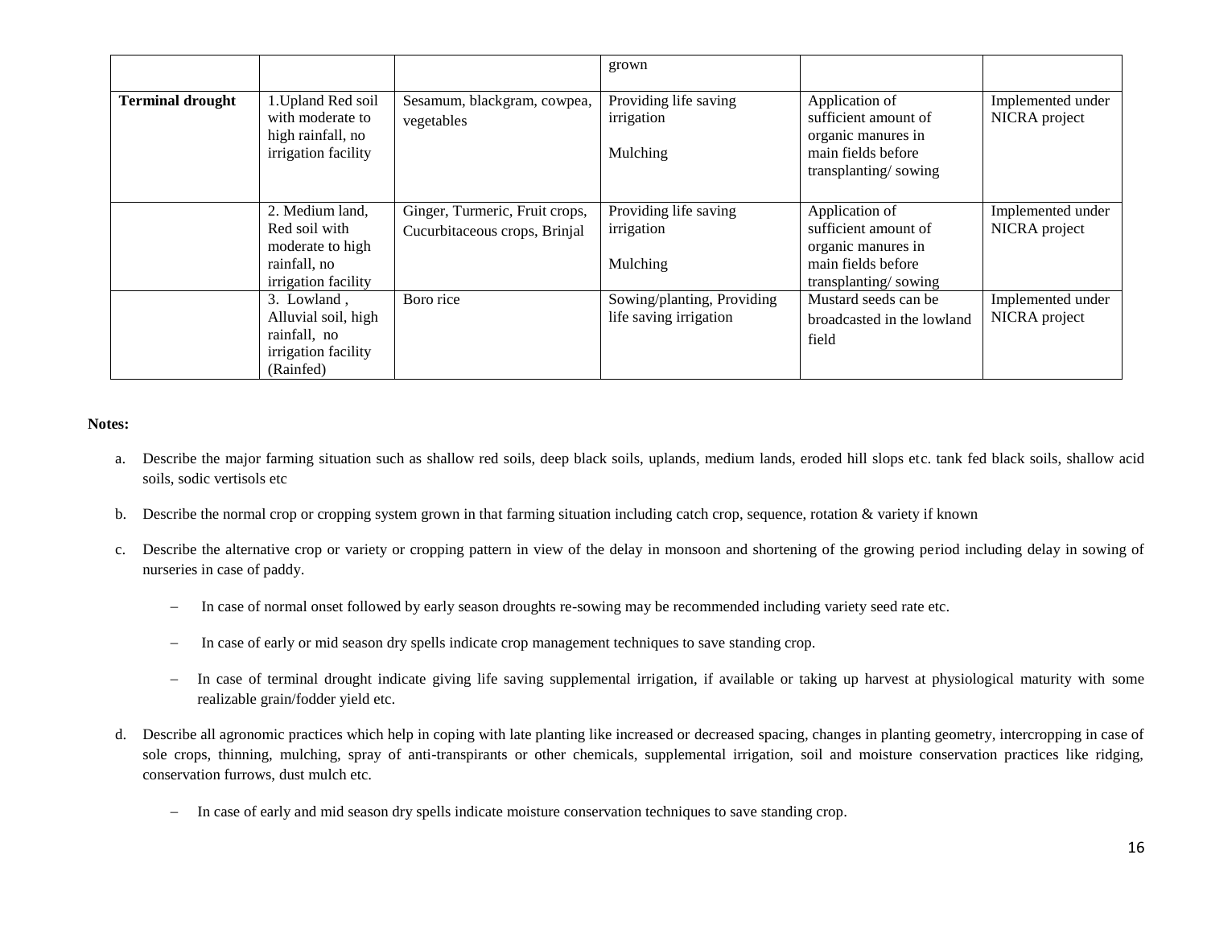| | | | grown | | |
|---|---|---|---|---|---|
| **Terminal drought** | 1.Upland Red soil with moderate to high rainfall, no irrigation facility | Sesamum, blackgram, cowpea, vegetables | Providing life saving irrigation<br><br>Mulching | Application of sufficient amount of organic manures in main fields before transplanting/ sowing | Implemented under NICRA project |
| | 2. Medium land, Red soil with moderate to high rainfall, no irrigation facility | Ginger, Turmeric, Fruit crops, Cucurbitaceous crops, Brinjal | Providing life saving irrigation<br><br>Mulching | Application of sufficient amount of organic manures in main fields before transplanting/ sowing | Implemented under NICRA project |
| | 3. Lowland , Alluvial soil, high rainfall, no irrigation facility (Rainfed) | Boro rice | Sowing/planting, Providing life saving irrigation | Mustard seeds can be broadcasted in the lowland field | Implemented under NICRA project |

**Notes:**

a. Describe the major farming situation such as shallow red soils, deep black soils, uplands, medium lands, eroded hill slops etc. tank fed black soils, shallow acid soils, sodic vertisols etc

b. Describe the normal crop or cropping system grown in that farming situation including catch crop, sequence, rotation & variety if known

c. Describe the alternative crop or variety or cropping pattern in view of the delay in monsoon and shortening of the growing period including delay in sowing of nurseries in case of paddy.

   – In case of normal onset followed by early season droughts re-sowing may be recommended including variety seed rate etc.

   – In case of early or mid season dry spells indicate crop management techniques to save standing crop.

   – In case of terminal drought indicate giving life saving supplemental irrigation, if available or taking up harvest at physiological maturity with some realizable grain/fodder yield etc.

d. Describe all agronomic practices which help in coping with late planting like increased or decreased spacing, changes in planting geometry, intercropping in case of sole crops, thinning, mulching, spray of anti-transpirants or other chemicals, supplemental irrigation, soil and moisture conservation practices like ridging, conservation furrows, dust mulch etc.

   – In case of early and mid season dry spells indicate moisture conservation techniques to save standing crop.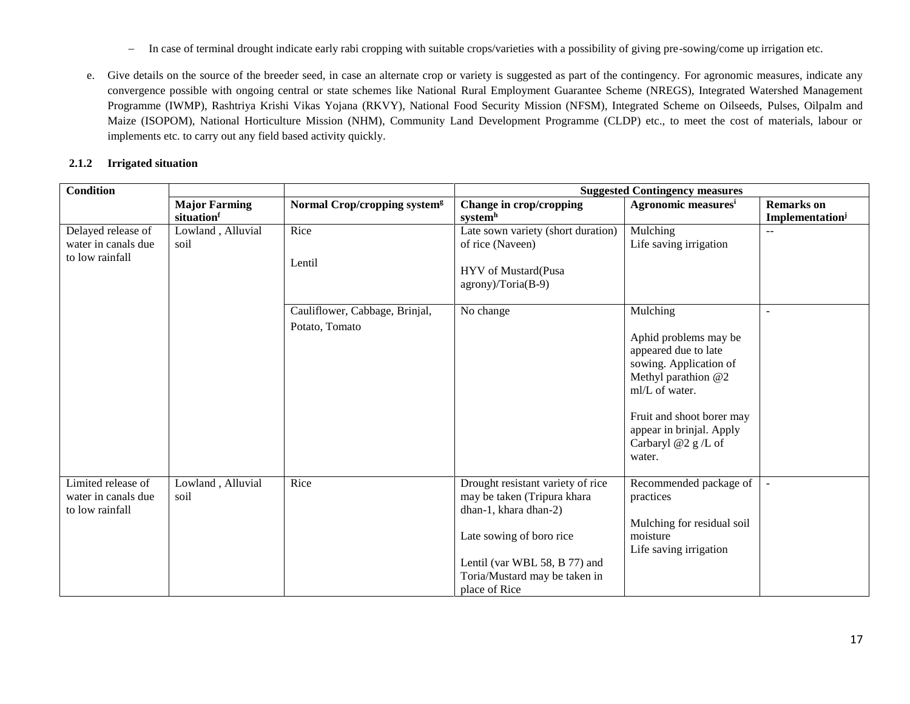– In case of terminal drought indicate early rabi cropping with suitable crops/varieties with a possibility of giving pre-sowing/come up irrigation etc.

e. Give details on the source of the breeder seed, in case an alternate crop or variety is suggested as part of the contingency. For agronomic measures, indicate any convergence possible with ongoing central or state schemes like National Rural Employment Guarantee Scheme (NREGS), Integrated Watershed Management Programme (IWMP), Rashtriya Krishi Vikas Yojana (RKVY), National Food Security Mission (NFSM), Integrated Scheme on Oilseeds, Pulses, Oilpalm and Maize (ISOPOM), National Horticulture Mission (NHM), Community Land Development Programme (CLDP) etc., to meet the cost of materials, labour or implements etc. to carry out any field based activity quickly.

**2.1.2 Irrigated situation**

| Condition | | | Suggested Contingency measures | | |
|---|---|---|---|---|---|
| | **Major Farming situation[f]** | **Normal Crop/cropping system[g]** | **Change in crop/cropping system[h]** | **Agronomic measures[i]** | **Remarks on Implementation[j]** |
| Delayed release of water in canals due to low rainfall | Lowland , Alluvial soil | Rice<br><br>Lentil | Late sown variety (short duration) of rice (Naveen)<br><br>HYV of Mustard(Pusa agrony)/Toria(B-9) | Mulching<br>Life saving irrigation | -- |
| | | Cauliflower, Cabbage, Brinjal, Potato, Tomato | No change | Mulching<br><br>Aphid problems may be appeared due to late sowing. Application of Methyl parathion @2 ml/L of water.<br><br>Fruit and shoot borer may appear in brinjal. Apply Carbaryl @2 g /L of water. | - |
| Limited release of water in canals due to low rainfall | Lowland , Alluvial soil | Rice | Drought resistant variety of rice may be taken (Tripura khara dhan-1, khara dhan-2)<br><br>Late sowing of boro rice<br><br>Lentil (var WBL 58, B 77) and Toria/Mustard may be taken in place of Rice | Recommended package of practices<br><br>Mulching for residual soil moisture<br>Life saving irrigation | - |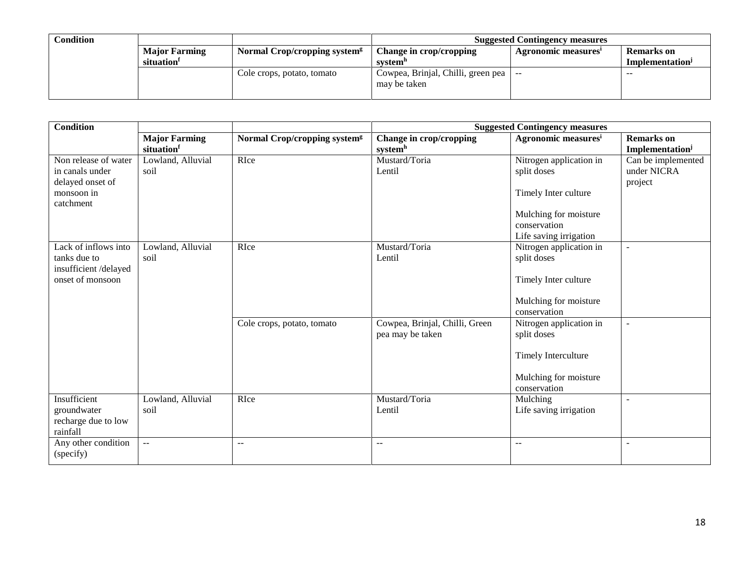| Condition | | | Suggested Contingency measures | | |
|---|---|---|---|---|---|
| | Major Farming situation[f] | Normal Crop/cropping system[g] | Change in crop/cropping system[h] | Agronomic measures[i] | Remarks on Implementation[j] |
| | | Cole crops, potato, tomato | Cowpea, Brinjal, Chilli, green pea may be taken | -- | -- |

| Condition | | | Suggested Contingency measures | | |
|---|---|---|---|---|---|
| | Major Farming situation[f] | Normal Crop/cropping system[g] | Change in crop/cropping system[h] | Agronomic measures[i] | Remarks on Implementation[j] |
| Non release of water in canals under delayed onset of monsoon in catchment | Lowland, Alluvial soil | RIce | Mustard/Toria<br>Lentil | Nitrogen application in split doses<br><br>Timely Inter culture<br><br>Mulching for moisture conservation<br>Life saving irrigation | Can be implemented under NICRA project |
| Lack of inflows into tanks due to insufficient /delayed onset of monsoon | Lowland, Alluvial soil | RIce | Mustard/Toria<br>Lentil | Nitrogen application in split doses<br><br>Timely Inter culture<br><br>Mulching for moisture conservation | - |
| | | Cole crops, potato, tomato | Cowpea, Brinjal, Chilli, Green pea may be taken | Nitrogen application in split doses<br><br>Timely Interculture<br><br>Mulching for moisture conservation | - |
| Insufficient groundwater recharge due to low rainfall | Lowland, Alluvial soil | RIce | Mustard/Toria<br>Lentil | Mulching<br>Life saving irrigation | - |
| Any other condition (specify) | -- | -- | -- | -- | - |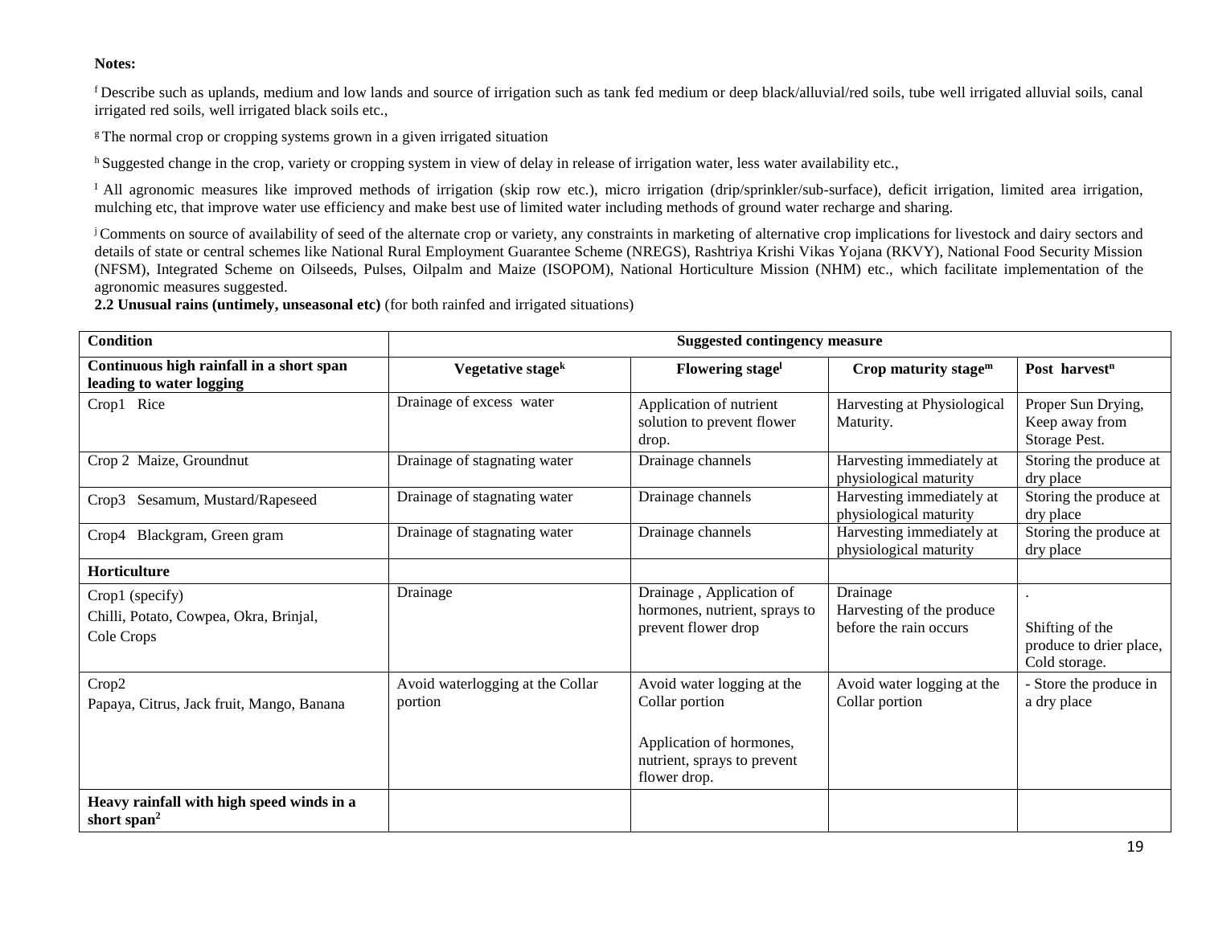**Notes:**

[f] Describe such as uplands, medium and low lands and source of irrigation such as tank fed medium or deep black/alluvial/red soils, tube well irrigated alluvial soils, canal irrigated red soils, well irrigated black soils etc.,

[g] The normal crop or cropping systems grown in a given irrigated situation

[h] Suggested change in the crop, variety or cropping system in view of delay in release of irrigation water, less water availability etc.,

[I] All agronomic measures like improved methods of irrigation (skip row etc.), micro irrigation (drip/sprinkler/sub-surface), deficit irrigation, limited area irrigation, mulching etc, that improve water use efficiency and make best use of limited water including methods of ground water recharge and sharing.

[j] Comments on source of availability of seed of the alternate crop or variety, any constraints in marketing of alternative crop implications for livestock and dairy sectors and details of state or central schemes like National Rural Employment Guarantee Scheme (NREGS), Rashtriya Krishi Vikas Yojana (RKVY), National Food Security Mission (NFSM), Integrated Scheme on Oilseeds, Pulses, Oilpalm and Maize (ISOPOM), National Horticulture Mission (NHM) etc., which facilitate implementation of the agronomic measures suggested.

**2.2 Unusual rains (untimely, unseasonal etc)** (for both rainfed and irrigated situations)

| **Condition** | **Suggested contingency measure** | | | |
|---|---|---|---|---|
| **Continuous high rainfall in a short span leading to water logging** | **Vegetative stage[k]** | **Flowering stage[l]** | **Crop maturity stage[m]** | **Post harvest[n]** |
| Crop1 Rice | Drainage of excess water | Application of nutrient solution to prevent flower drop. | Harvesting at Physiological Maturity. | Proper Sun Drying, Keep away from Storage Pest. |
| Crop 2 Maize, Groundnut | Drainage of stagnating water | Drainage channels | Harvesting immediately at physiological maturity | Storing the produce at dry place |
| Crop3 Sesamum, Mustard/Rapeseed | Drainage of stagnating water | Drainage channels | Harvesting immediately at physiological maturity | Storing the produce at dry place |
| Crop4 Blackgram, Green gram | Drainage of stagnating water | Drainage channels | Harvesting immediately at physiological maturity | Storing the produce at dry place |
| **Horticulture** | | | | |
| Crop1 (specify) Chilli, Potato, Cowpea, Okra, Brinjal, Cole Crops | Drainage | Drainage , Application of hormones, nutrient, sprays to prevent flower drop | Drainage Harvesting of the produce before the rain occurs | . Shifting of the produce to drier place, Cold storage. |
| Crop2 Papaya, Citrus, Jack fruit, Mango, Banana | Avoid waterlogging at the Collar portion | Avoid water logging at the Collar portion<br><br>Application of hormones, nutrient, sprays to prevent flower drop. | Avoid water logging at the Collar portion | - Store the produce in a dry place |
| **Heavy rainfall with high speed winds in a short span[2]** | | | | |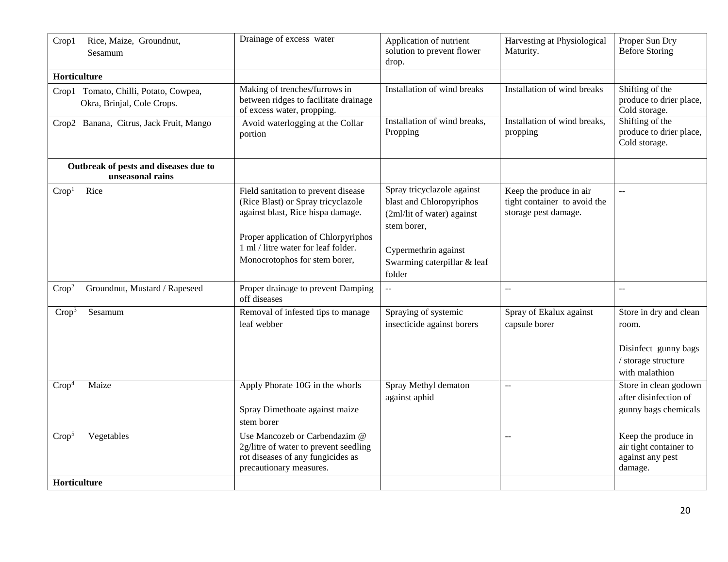| Crop1 Rice, Maize, Groundnut, Sesamum | Drainage of excess water | Application of nutrient solution to prevent flower drop. | Harvesting at Physiological Maturity. | Proper Sun Dry Before Storing |
|---|---|---|---|---|
| **Horticulture** | | | | |
| Crop1 Tomato, Chilli, Potato, Cowpea, Okra, Brinjal, Cole Crops. | Making of trenches/furrows in between ridges to facilitate drainage of excess water, propping. | Installation of wind breaks | Installation of wind breaks | Shifting of the produce to drier place, Cold storage. |
| Crop2 Banana, Citrus, Jack Fruit, Mango | Avoid waterlogging at the Collar portion | Installation of wind breaks, Propping | Installation of wind breaks, propping | Shifting of the produce to drier place, Cold storage. |
| **Outbreak of pests and diseases due to unseasonal rains** | | | | |
| Crop[1] Rice | Field sanitation to prevent disease (Rice Blast) or Spray tricyclazole against blast, Rice hispa damage.<br><br>Proper application of Chlorpyriphos 1 ml / litre water for leaf folder. Monocrotophos for stem borer, | Spray tricyclazole against blast and Chloropyriphos (2ml/lit of water) against stem borer,<br><br>Cypermethrin against Swarming caterpillar & leaf folder | Keep the produce in air tight container to avoid the storage pest damage. | -- |
| Crop[2] Groundnut, Mustard / Rapeseed | Proper drainage to prevent Damping off diseases | -- | -- | -- |
| Crop[3] Sesamum | Removal of infested tips to manage leaf webber | Spraying of systemic insecticide against borers | Spray of Ekalux against capsule borer | Store in dry and clean room.<br><br>Disinfect gunny bags / storage structure with malathion |
| Crop[4] Maize | Apply Phorate 10G in the whorls<br><br>Spray Dimethoate against maize stem borer | Spray Methyl dematon against aphid | -- | Store in clean godown after disinfection of gunny bags chemicals |
| Crop[5] Vegetables | Use Mancozeb or Carbendazim @ 2g/litre of water to prevent seedling rot diseases of any fungicides as precautionary measures. | | -- | Keep the produce in air tight container to against any pest damage. |
| **Horticulture** | | | | |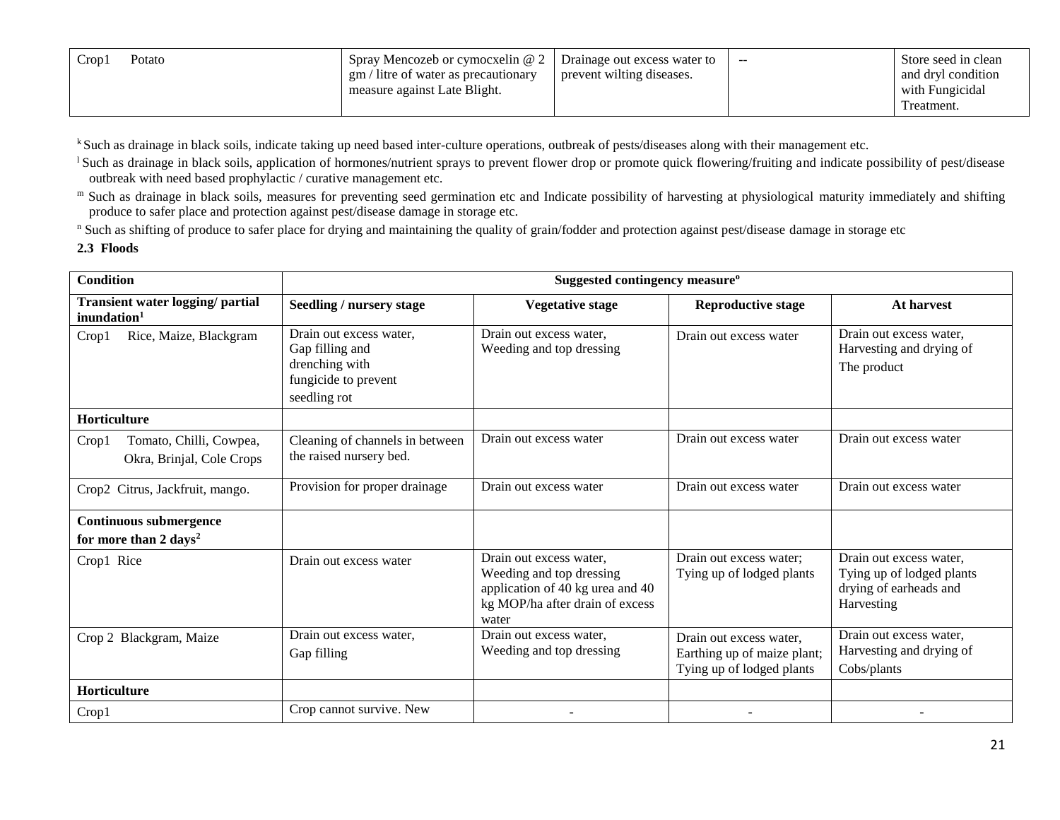| Crop1 Potato | Spray Mencozeb or cymocxelin @ 2 gm / litre of water as precautionary measure against Late Blight. | Drainage out excess water to prevent wilting diseases. | -- | Store seed in clean and dryl condition with Fungicidal Treatment. |
|---|---|---|---|---|

[k] Such as drainage in black soils, indicate taking up need based inter-culture operations, outbreak of pests/diseases along with their management etc.

[l] Such as drainage in black soils, application of hormones/nutrient sprays to prevent flower drop or promote quick flowering/fruiting and indicate possibility of pest/disease outbreak with need based prophylactic / curative management etc.

[m] Such as drainage in black soils, measures for preventing seed germination etc and Indicate possibility of harvesting at physiological maturity immediately and shifting produce to safer place and protection against pest/disease damage in storage etc.

[n] Such as shifting of produce to safer place for drying and maintaining the quality of grain/fodder and protection against pest/disease damage in storage etc

**2.3 Floods**

| **Condition** | **Suggested contingency measure[o]** | | | |
|---|---|---|---|---|
| **Transient water logging/ partial inundation[1]** | **Seedling / nursery stage** | **Vegetative stage** | **Reproductive stage** | **At harvest** |
| Crop1 Rice, Maize, Blackgram | Drain out excess water, Gap filling and drenching with fungicide to prevent seedling rot | Drain out excess water, Weeding and top dressing | Drain out excess water | Drain out excess water, Harvesting and drying of The product |
| **Horticulture** | | | | |
| Crop1 Tomato, Chilli, Cowpea, Okra, Brinjal, Cole Crops | Cleaning of channels in between the raised nursery bed. | Drain out excess water | Drain out excess water | Drain out excess water |
| Crop2 Citrus, Jackfruit, mango. | Provision for proper drainage | Drain out excess water | Drain out excess water | Drain out excess water |
| **Continuous submergence for more than 2 days[2]** | | | | |
| Crop1 Rice | Drain out excess water | Drain out excess water, Weeding and top dressing application of 40 kg urea and 40 kg MOP/ha after drain of excess water | Drain out excess water; Tying up of lodged plants | Drain out excess water, Tying up of lodged plants drying of earheads and Harvesting |
| Crop 2 Blackgram, Maize | Drain out excess water, Gap filling | Drain out excess water, Weeding and top dressing | Drain out excess water, Earthing up of maize plant; Tying up of lodged plants | Drain out excess water, Harvesting and drying of Cobs/plants |
| **Horticulture** | | | | |
| Crop1 | Crop cannot survive. New | - | - | - |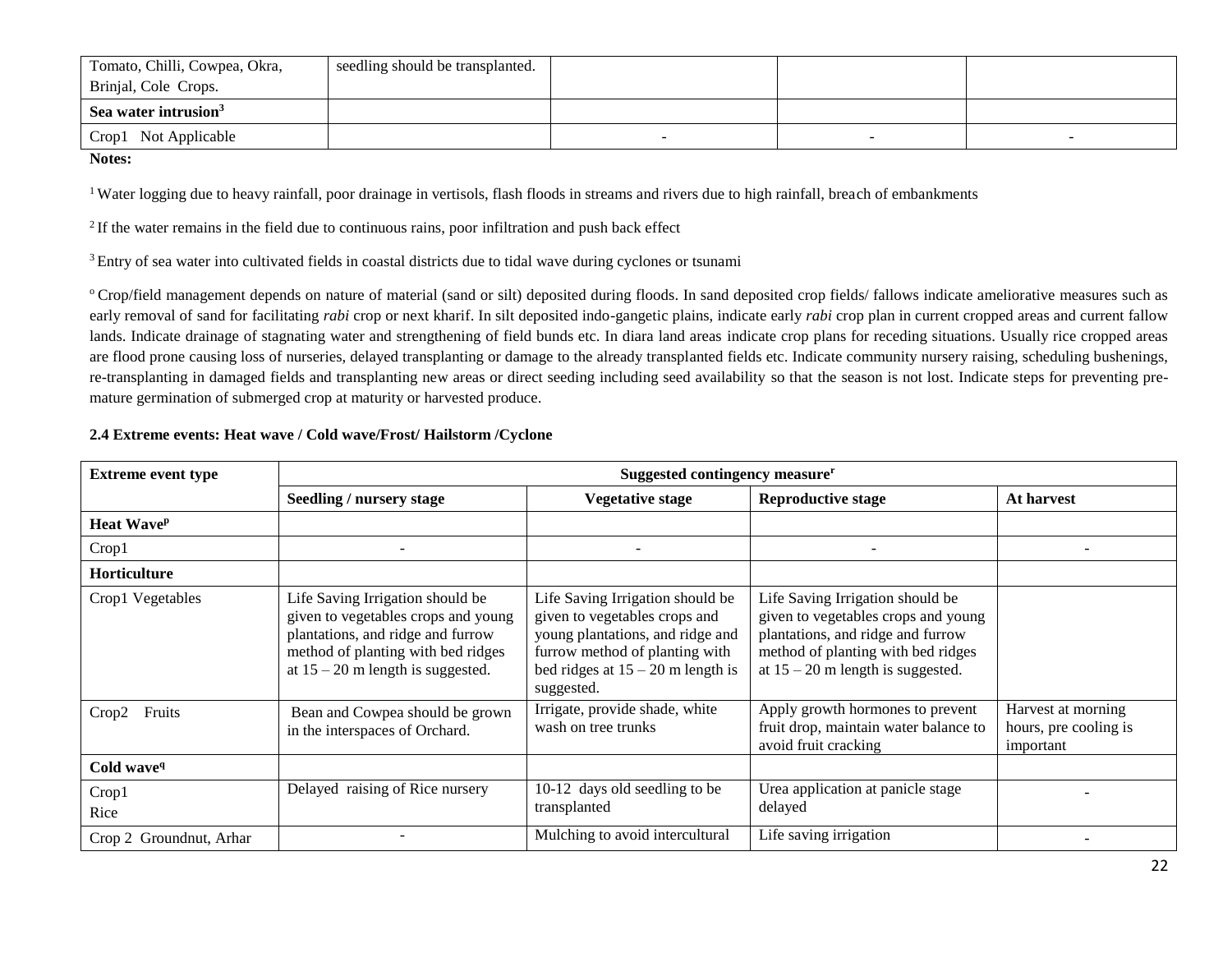| | | | | |
|---|---|---|---|---|
| Tomato, Chilli, Cowpea, Okra, Brinjal, Cole Crops. | seedling should be transplanted. | | | |
| **Sea water intrusion[3]** | | | | |
| Crop1 Not Applicable | | - | - | - |

**Notes:**

[1] Water logging due to heavy rainfall, poor drainage in vertisols, flash floods in streams and rivers due to high rainfall, breach of embankments

[2] If the water remains in the field due to continuous rains, poor infiltration and push back effect

[3] Entry of sea water into cultivated fields in coastal districts due to tidal wave during cyclones or tsunami

[o] Crop/field management depends on nature of material (sand or silt) deposited during floods. In sand deposited crop fields/ fallows indicate ameliorative measures such as early removal of sand for facilitating *rabi* crop or next kharif. In silt deposited indo-gangetic plains, indicate early *rabi* crop plan in current cropped areas and current fallow lands. Indicate drainage of stagnating water and strengthening of field bunds etc. In diara land areas indicate crop plans for receding situations. Usually rice cropped areas are flood prone causing loss of nurseries, delayed transplanting or damage to the already transplanted fields etc. Indicate community nursery raising, scheduling bushenings, re-transplanting in damaged fields and transplanting new areas or direct seeding including seed availability so that the season is not lost. Indicate steps for preventing pre-mature germination of submerged crop at maturity or harvested produce.

**2.4 Extreme events: Heat wave / Cold wave/Frost/ Hailstorm /Cyclone**

| Extreme event type | Suggested contingency measure[r] | | | |
|---|---|---|---|---|
| | **Seedling / nursery stage** | **Vegetative stage** | **Reproductive stage** | **At harvest** |
| **Heat Wave[p]** | | | | |
| Crop1 | - | - | - | - |
| **Horticulture** | | | | |
| Crop1 Vegetables | Life Saving Irrigation should be given to vegetables crops and young plantations, and ridge and furrow method of planting with bed ridges at 15 – 20 m length is suggested. | Life Saving Irrigation should be given to vegetables crops and young plantations, and ridge and furrow method of planting with bed ridges at 15 – 20 m length is suggested. | Life Saving Irrigation should be given to vegetables crops and young plantations, and ridge and furrow method of planting with bed ridges at 15 – 20 m length is suggested. | |
| Crop2 Fruits | Bean and Cowpea should be grown in the interspaces of Orchard. | Irrigate, provide shade, white wash on tree trunks | Apply growth hormones to prevent fruit drop, maintain water balance to avoid fruit cracking | Harvest at morning hours, pre cooling is important |
| **Cold wave[q]** | | | | |
| Crop1 Rice | Delayed raising of Rice nursery | 10-12 days old seedling to be transplanted | Urea application at panicle stage delayed | - |
| Crop 2 Groundnut, Arhar | - | Mulching to avoid intercultural | Life saving irrigation | - |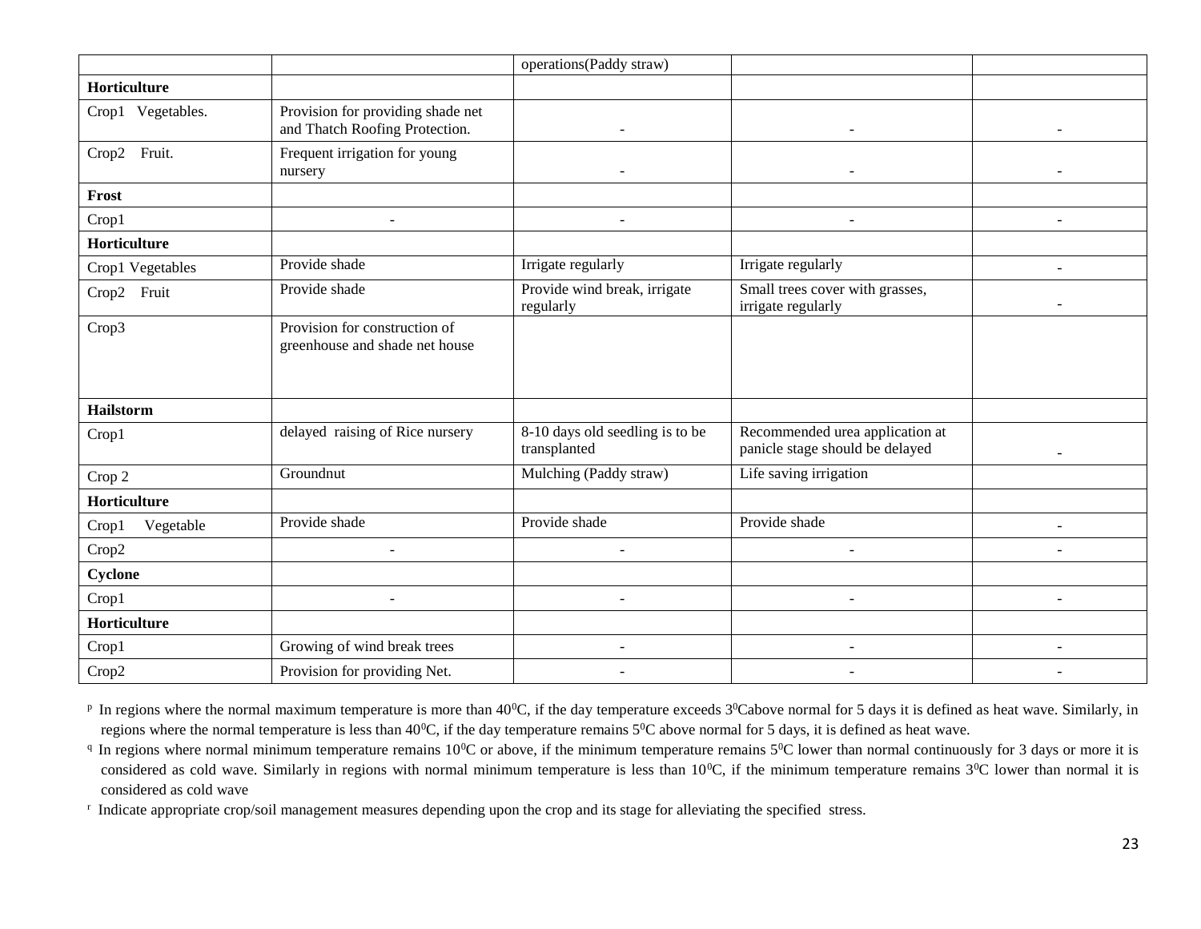|  |  | operations(Paddy straw) |  |  |
| --- | --- | --- | --- | --- |
| **Horticulture** |  |  |  |  |
| Crop1 Vegetables. | Provision for providing shade net and Thatch Roofing Protection. | - | - | - |
| Crop2 Fruit. | Frequent irrigation for young nursery | - | - | - |
| **Frost** |  |  |  |  |
| Crop1 | - | - | - | - |
| **Horticulture** |  |  |  |  |
| Crop1 Vegetables | Provide shade | Irrigate regularly | Irrigate regularly | - |
| Crop2 Fruit | Provide shade | Provide wind break, irrigate regularly | Small trees cover with grasses, irrigate regularly | - |
| Crop3 | Provision for construction of greenhouse and shade net house |  |  |  |
| **Hailstorm** |  |  |  |  |
| Crop1 | delayed raising of Rice nursery | 8-10 days old seedling is to be transplanted | Recommended urea application at panicle stage should be delayed | - |
| Crop 2 | Groundnut | Mulching (Paddy straw) | Life saving irrigation |  |
| **Horticulture** |  |  |  |  |
| Crop1 Vegetable | Provide shade | Provide shade | Provide shade | - |
| Crop2 | - | - | - | - |
| **Cyclone** |  |  |  |  |
| Crop1 | - | - | - | - |
| **Horticulture** |  |  |  |  |
| Crop1 | Growing of wind break trees | - | - | - |
| Crop2 | Provision for providing Net. | - | - | - |

[p] In regions where the normal maximum temperature is more than 40$^0$C, if the day temperature exceeds 3$^0$Cabove normal for 5 days it is defined as heat wave. Similarly, in regions where the normal temperature is less than 40$^0$C, if the day temperature remains 5$^0$C above normal for 5 days, it is defined as heat wave.

[q] In regions where normal minimum temperature remains 10$^0$C or above, if the minimum temperature remains 5$^0$C lower than normal continuously for 3 days or more it is considered as cold wave. Similarly in regions with normal minimum temperature is less than 10$^0$C, if the minimum temperature remains 3$^0$C lower than normal it is considered as cold wave

[r] Indicate appropriate crop/soil management measures depending upon the crop and its stage for alleviating the specified stress.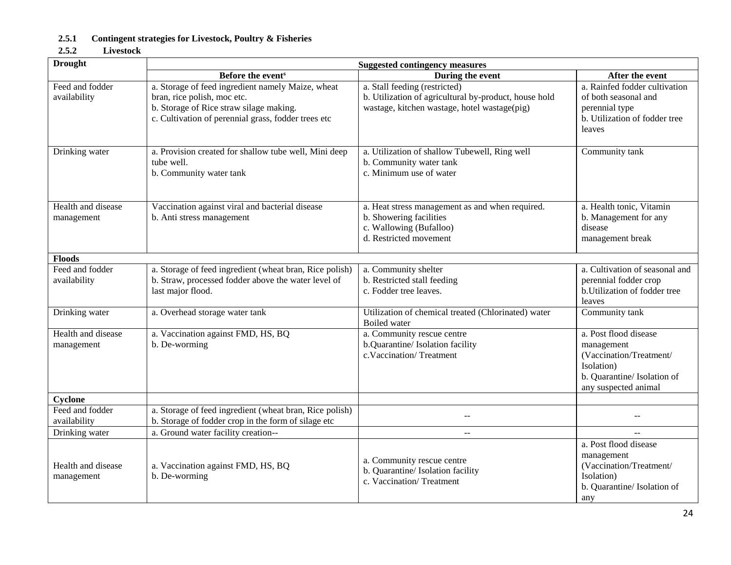**2.5.1 Contingent strategies for Livestock, Poultry & Fisheries**

**2.5.2 Livestock**

| Drought | Suggested contingency measures | | |
|---|---|---|---|
| | Before the event[s] | During the event | After the event |
| Feed and fodder availability | a. Storage of feed ingredient namely Maize, wheat bran, rice polish, moc etc.<br>b. Storage of Rice straw silage making.<br>c. Cultivation of perennial grass, fodder trees etc | a. Stall feeding (restricted)<br>b. Utilization of agricultural by-product, house hold wastage, kitchen wastage, hotel wastage(pig) | a. Rainfed fodder cultivation of both seasonal and perennial type<br>b. Utilization of fodder tree leaves |
| Drinking water | a. Provision created for shallow tube well, Mini deep tube well.<br>b. Community water tank | a. Utilization of shallow Tubewell, Ring well<br>b. Community water tank<br>c. Minimum use of water | Community tank |
| Health and disease management | Vaccination against viral and bacterial disease<br>b. Anti stress management | a. Heat stress management as and when required.<br>b. Showering facilities<br>c. Wallowing (Bufalloo)<br>d. Restricted movement | a. Health tonic, Vitamin<br>b. Management for any disease<br>management break |
| **Floods** | | | |
| Feed and fodder availability | a. Storage of feed ingredient (wheat bran, Rice polish)<br>b. Straw, processed fodder above the water level of last major flood. | a. Community shelter<br>b. Restricted stall feeding<br>c. Fodder tree leaves. | a. Cultivation of seasonal and perennial fodder crop<br>b.Utilization of fodder tree leaves |
| Drinking water | a. Overhead storage water tank | Utilization of chemical treated (Chlorinated) water<br>Boiled water | Community tank |
| Health and disease management | a. Vaccination against FMD, HS, BQ<br>b. De-worming | a. Community rescue centre<br>b.Quarantine/ Isolation facility<br>c.Vaccination/ Treatment | a. Post flood disease management (Vaccination/Treatment/ Isolation)<br>b. Quarantine/ Isolation of any suspected animal |
| **Cyclone** | | | |
| Feed and fodder availability | a. Storage of feed ingredient (wheat bran, Rice polish)<br>b. Storage of fodder crop in the form of silage etc | -- | -- |
| Drinking water | a. Ground water facility creation-- | -- | -- |
| Health and disease management | a. Vaccination against FMD, HS, BQ<br>b. De-worming | a. Community rescue centre<br>b. Quarantine/ Isolation facility<br>c. Vaccination/ Treatment | a. Post flood disease management (Vaccination/Treatment/ Isolation)<br>b. Quarantine/ Isolation of any |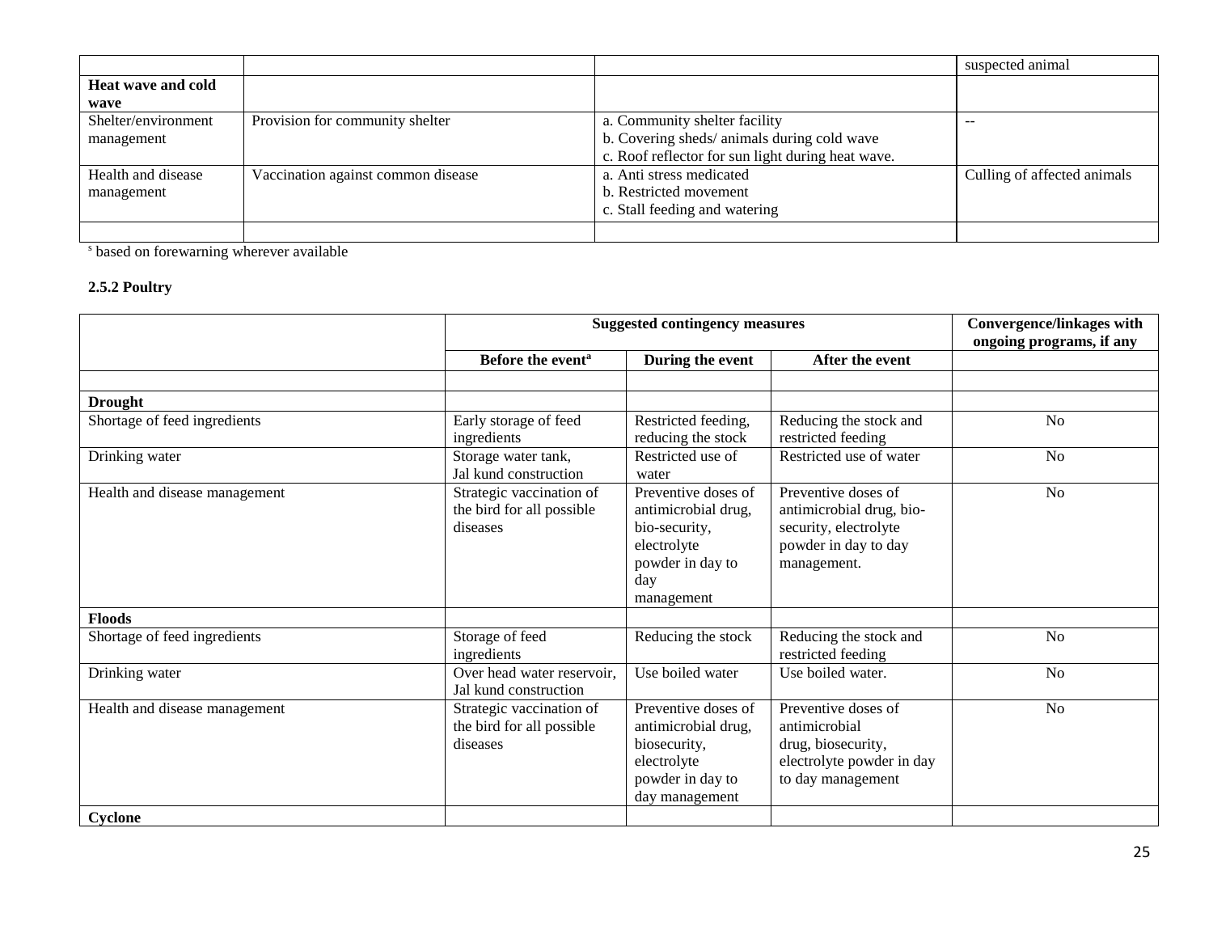| | | | |
|---|---|---|---|
| | | | suspected animal |
| **Heat wave and cold wave** | | | |
| Shelter/environment management | Provision for community shelter | a. Community shelter facility<br>b. Covering sheds/ animals during cold wave<br>c. Roof reflector for sun light during heat wave. | -- |
| Health and disease management | Vaccination against common disease | a. Anti stress medicated<br>b. Restricted movement<br>c. Stall feeding and watering | Culling of affected animals |
| | | | |

[s] based on forewarning wherever available

**2.5.2 Poultry**

| | Suggested contingency measures | | | Convergence/linkages with ongoing programs, if any |
|---|---|---|---|---|
| | Before the event[a] | During the event | After the event | |
| | | | | |
| **Drought** | | | | |
| Shortage of feed ingredients | Early storage of feed ingredients | Restricted feeding, reducing the stock | Reducing the stock and restricted feeding | No |
| Drinking water | Storage water tank, Jal kund construction | Restricted use of water | Restricted use of water | No |
| Health and disease management | Strategic vaccination of the bird for all possible diseases | Preventive doses of antimicrobial drug, bio-security, electrolyte powder in day to day management | Preventive doses of antimicrobial drug, bio-security, electrolyte powder in day to day management. | No |
| **Floods** | | | | |
| Shortage of feed ingredients | Storage of feed ingredients | Reducing the stock | Reducing the stock and restricted feeding | No |
| Drinking water | Over head water reservoir, Jal kund construction | Use boiled water | Use boiled water. | No |
| Health and disease management | Strategic vaccination of the bird for all possible diseases | Preventive doses of antimicrobial drug, biosecurity, electrolyte powder in day to day management | Preventive doses of antimicrobial drug, biosecurity, electrolyte powder in day to day management | No |
| **Cyclone** | | | | |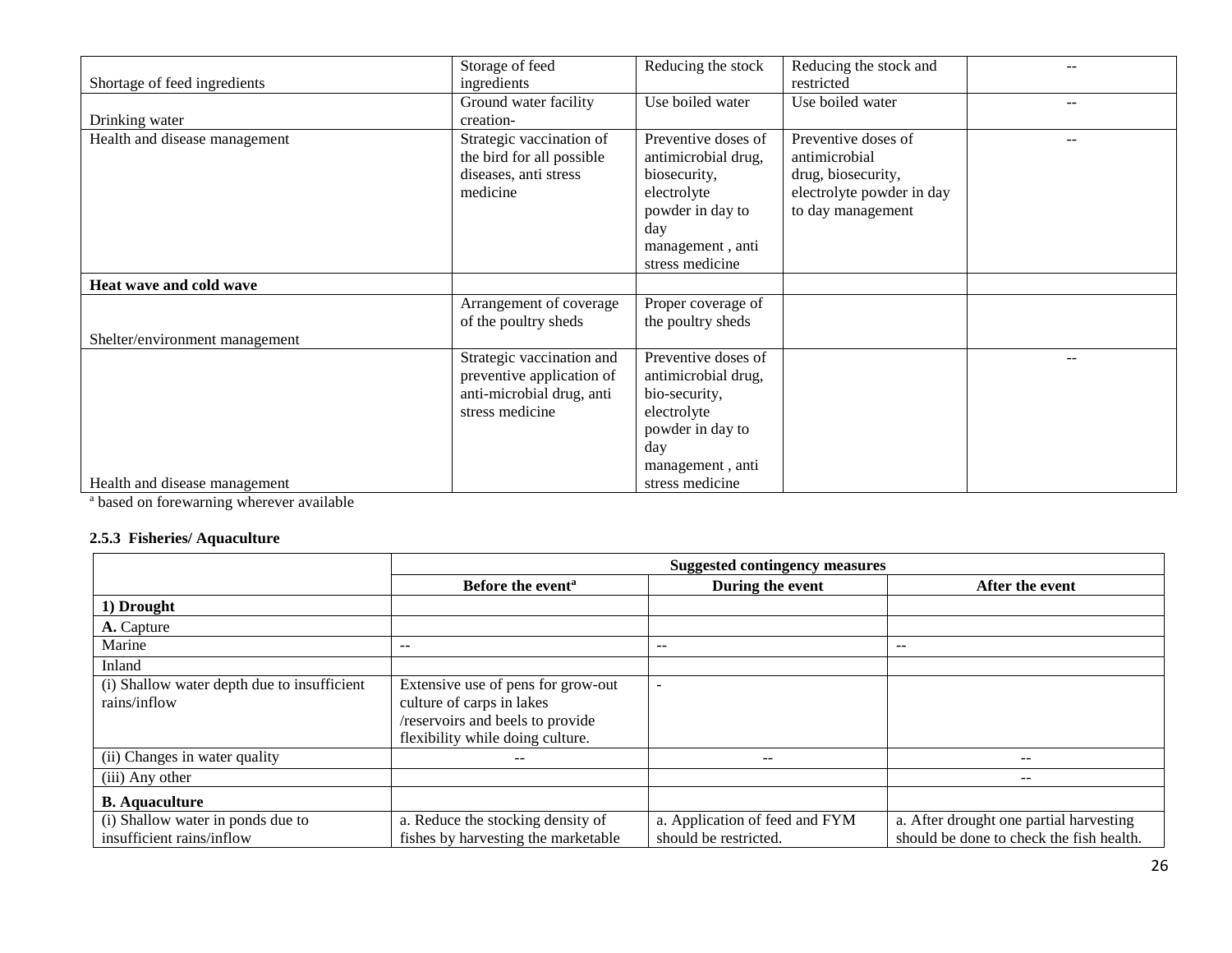| | | | | |
|---|---|---|---|---|
| Shortage of feed ingredients | Storage of feed ingredients | Reducing the stock | Reducing the stock and restricted | -- |
| Drinking water | Ground water facility creation- | Use boiled water | Use boiled water | -- |
| Health and disease management | Strategic vaccination of the bird for all possible diseases, anti stress medicine | Preventive doses of antimicrobial drug, biosecurity, electrolyte powder in day to day management , anti stress medicine | Preventive doses of antimicrobial drug, biosecurity, electrolyte powder in day to day management | -- |
| **Heat wave and cold wave** | | | | |
| Shelter/environment management | Arrangement of coverage of the poultry sheds | Proper coverage of the poultry sheds | | |
| Health and disease management | Strategic vaccination and preventive application of anti-microbial drug, anti stress medicine | Preventive doses of antimicrobial drug, bio-security, electrolyte powder in day to day management , anti stress medicine | | -- |

[a] based on forewarning wherever available

### 2.5.3 Fisheries/ Aquaculture

| | Suggested contingency measures | | |
|---|---|---|---|
| | **Before the event[a]** | **During the event** | **After the event** |
| **1) Drought** | | | |
| **A.** Capture | | | |
| Marine | -- | -- | -- |
| Inland | | | |
| (i) Shallow water depth due to insufficient rains/inflow | Extensive use of pens for grow-out culture of carps in lakes /reservoirs and beels to provide flexibility while doing culture. | - | |
| (ii) Changes in water quality | -- | -- | -- |
| (iii) Any other | | | -- |
| **B. Aquaculture** | | | |
| (i) Shallow water in ponds due to insufficient rains/inflow | a. Reduce the stocking density of fishes by harvesting the marketable | a. Application of feed and FYM should be restricted. | a. After drought one partial harvesting should be done to check the fish health. |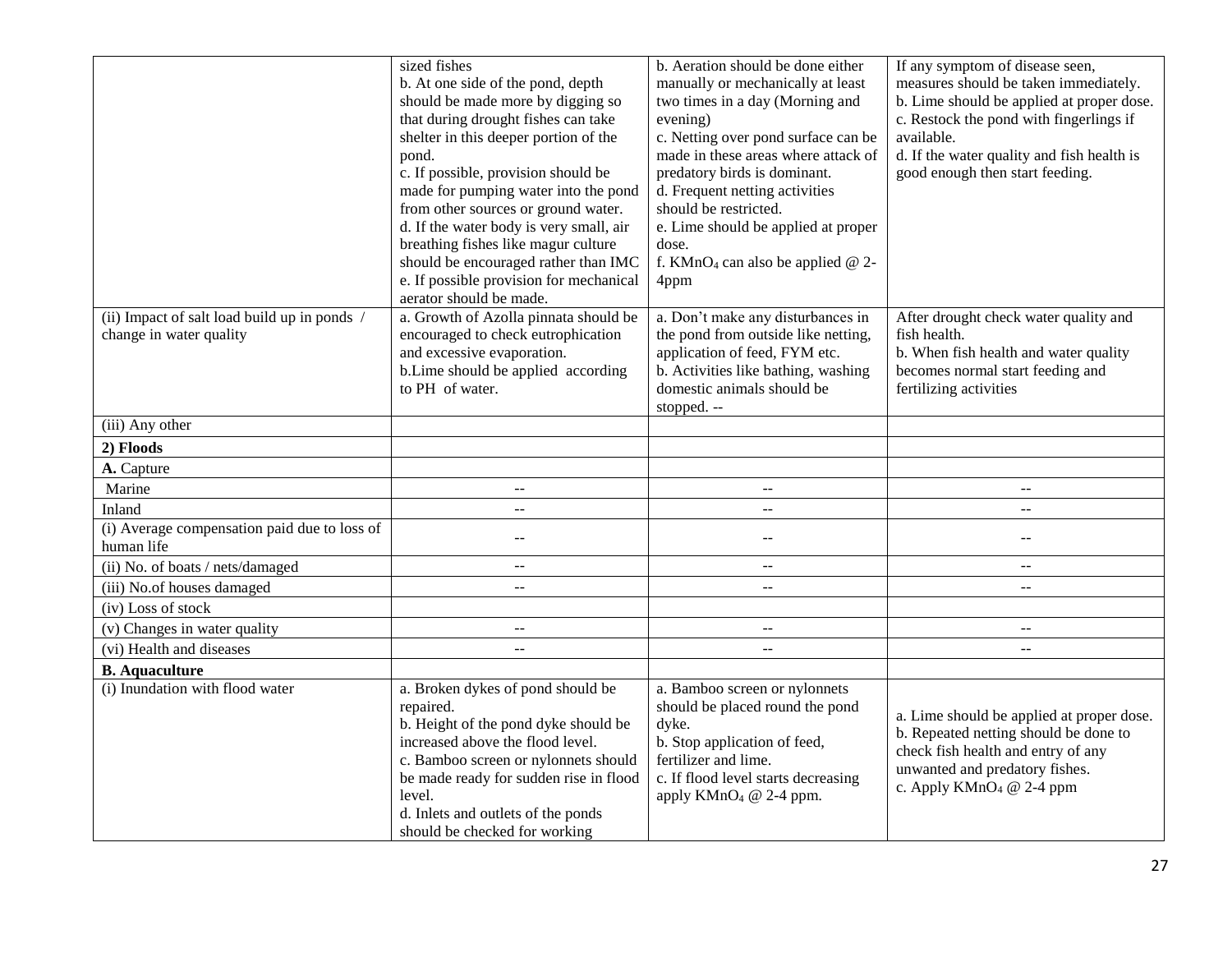| | | | |
|---|---|---|---|
| | sized fishes<br>b. At one side of the pond, depth should be made more by digging so that during drought fishes can take shelter in this deeper portion of the pond.<br>c. If possible, provision should be made for pumping water into the pond from other sources or ground water.<br>d. If the water body is very small, air breathing fishes like magur culture should be encouraged rather than IMC<br>e. If possible provision for mechanical aerator should be made. | b. Aeration should be done either manually or mechanically at least two times in a day (Morning and evening)<br>c. Netting over pond surface can be made in these areas where attack of predatory birds is dominant.<br>d. Frequent netting activities should be restricted.<br>e. Lime should be applied at proper dose.<br>f. $KMnO_4$ can also be applied @ 2-4ppm | If any symptom of disease seen, measures should be taken immediately.<br>b. Lime should be applied at proper dose.<br>c. Restock the pond with fingerlings if available.<br>d. If the water quality and fish health is good enough then start feeding. |
| (ii) Impact of salt load build up in ponds / change in water quality | a. Growth of Azolla pinnata should be encouraged to check eutrophication and excessive evaporation.<br>b.Lime should be applied according to PH of water. | a. Don't make any disturbances in the pond from outside like netting, application of feed, FYM etc.<br>b. Activities like bathing, washing domestic animals should be stopped. -- | After drought check water quality and fish health.<br>b. When fish health and water quality becomes normal start feeding and fertilizing activities |
| (iii) Any other | | | |
| **2) Floods** | | | |
| **A.** Capture | | | |
| Marine | -- | -- | -- |
| Inland | -- | -- | -- |
| (i) Average compensation paid due to loss of human life | -- | -- | -- |
| (ii) No. of boats / nets/damaged | -- | -- | -- |
| (iii) No.of houses damaged | -- | -- | -- |
| (iv) Loss of stock | | | |
| (v) Changes in water quality | -- | -- | -- |
| (vi) Health and diseases | -- | -- | -- |
| **B. Aquaculture** | | | |
| (i) Inundation with flood water | a. Broken dykes of pond should be repaired.<br>b. Height of the pond dyke should be increased above the flood level.<br>c. Bamboo screen or nylonnets should be made ready for sudden rise in flood level.<br>d. Inlets and outlets of the ponds should be checked for working | a. Bamboo screen or nylonnets should be placed round the pond dyke.<br>b. Stop application of feed, fertilizer and lime.<br>c. If flood level starts decreasing apply $KMnO_4$ @ 2-4 ppm. | a. Lime should be applied at proper dose.<br>b. Repeated netting should be done to check fish health and entry of any unwanted and predatory fishes.<br>c. Apply $KMnO_4$ @ 2-4 ppm |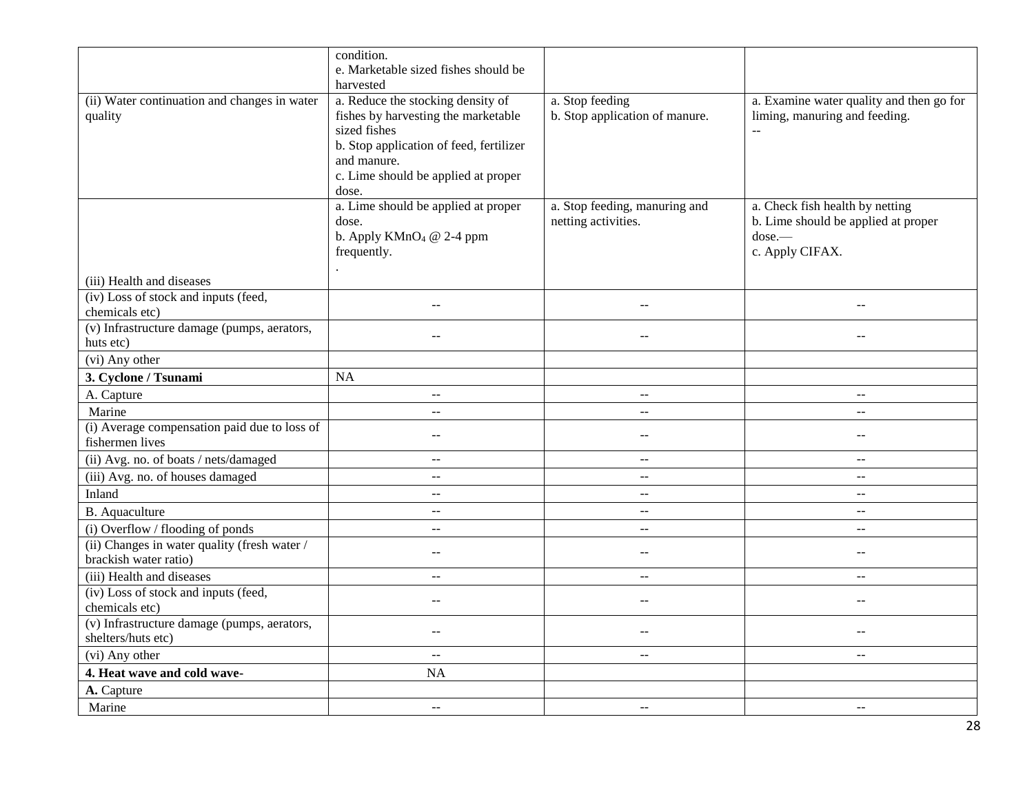| | | | |
|---|---|---|---|
| | condition.<br>e. Marketable sized fishes should be harvested | | |
| (ii) Water continuation and changes in water quality | a. Reduce the stocking density of fishes by harvesting the marketable sized fishes<br>b. Stop application of feed, fertilizer and manure.<br>c. Lime should be applied at proper dose. | a. Stop feeding<br>b. Stop application of manure. | a. Examine water quality and then go for liming, manuring and feeding.<br>-- |
| (iii) Health and diseases | a. Lime should be applied at proper dose.<br>b. Apply $KMnO_4$ @ 2-4 ppm frequently.<br>. | a. Stop feeding, manuring and netting activities. | a. Check fish health by netting<br>b. Lime should be applied at proper dose.—<br>c. Apply CIFAX. |
| (iv) Loss of stock and inputs (feed, chemicals etc) | -- | -- | -- |
| (v) Infrastructure damage (pumps, aerators, huts etc) | -- | -- | -- |
| (vi) Any other | | | |
| **3. Cyclone / Tsunami** | NA | | |
| A. Capture | -- | -- | -- |
| Marine | -- | -- | -- |
| (i) Average compensation paid due to loss of fishermen lives | -- | -- | -- |
| (ii) Avg. no. of boats / nets/damaged | -- | -- | -- |
| (iii) Avg. no. of houses damaged | -- | -- | -- |
| Inland | -- | -- | -- |
| B. Aquaculture | -- | -- | -- |
| (i) Overflow / flooding of ponds | -- | -- | -- |
| (ii) Changes in water quality (fresh water / brackish water ratio) | -- | -- | -- |
| (iii) Health and diseases | -- | -- | -- |
| (iv) Loss of stock and inputs (feed, chemicals etc) | -- | -- | -- |
| (v) Infrastructure damage (pumps, aerators, shelters/huts etc) | -- | -- | -- |
| (vi) Any other | -- | -- | -- |
| **4. Heat wave and cold wave-** | NA | | |
| **A.** Capture | | | |
| Marine | -- | -- | -- |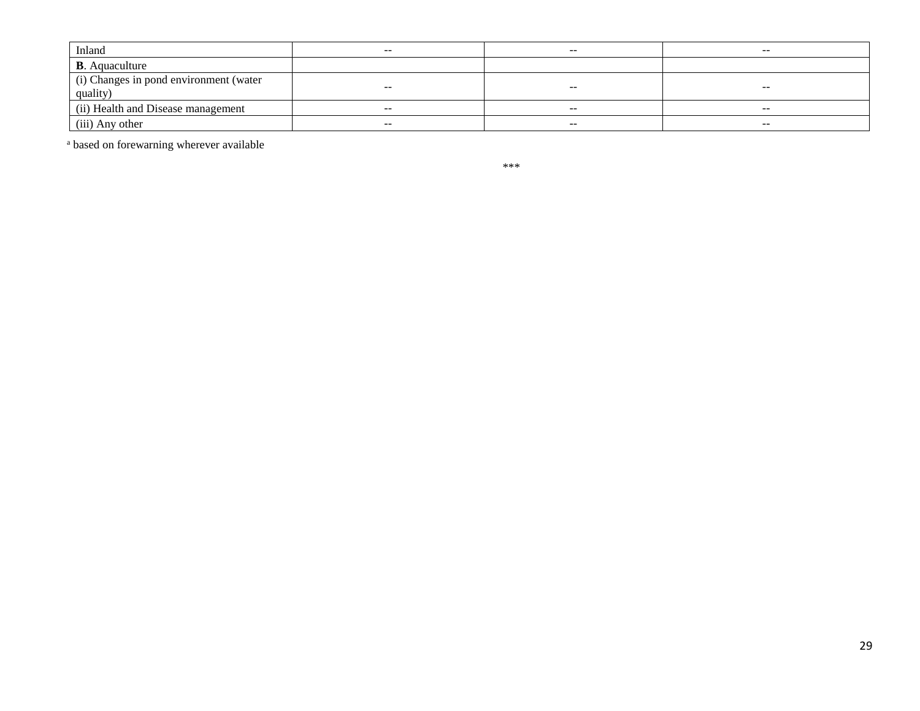| | | | |
|---|---|---|---|
| Inland | -- | -- | -- |
| **B**. Aquaculture | | | |
| (i) Changes in pond environment (water quality) | -- | -- | -- |
| (ii) Health and Disease management | -- | -- | -- |
| (iii) Any other | -- | -- | -- |

[a] based on forewarning wherever available

***